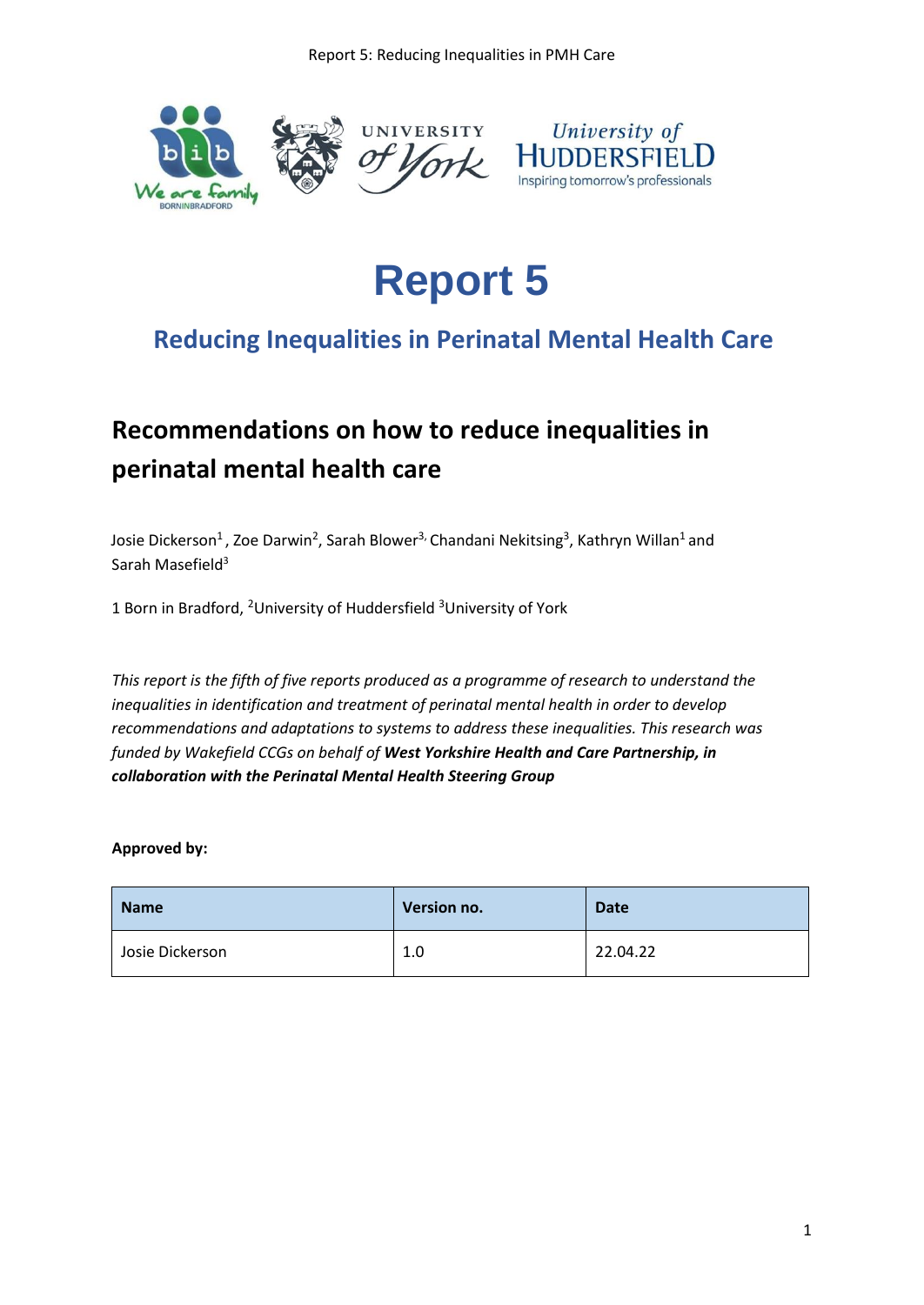# Report 5

## Reducing Inequalities in Perinatal Mental Health Care

### Recommendations on how to reduce inequalities in perinatal mental health care

Josie Dickerson[1], Zoe Darwin[2], Sarah Blower[3], Chandani Nekitsing[3], Kathryn Willan[1] and Sarah Masefield[3]

1 Born in Bradford, [2]University of Huddersfield [3]University of York

*This report is the fifth of five reports produced as a programme of research to understand the inequalities in identification and treatment of perinatal mental health in order to develop recommendations and adaptations to systems to address these inequalities. This research was funded by Wakefield CCGs on behalf of* ***West Yorkshire Health and Care Partnership, in collaboration with the Perinatal Mental Health Steering Group***

**Approved by:**

| Name | Version no. | Date |
|---|---|---|
| Josie Dickerson | 1.0 | 22.04.22 |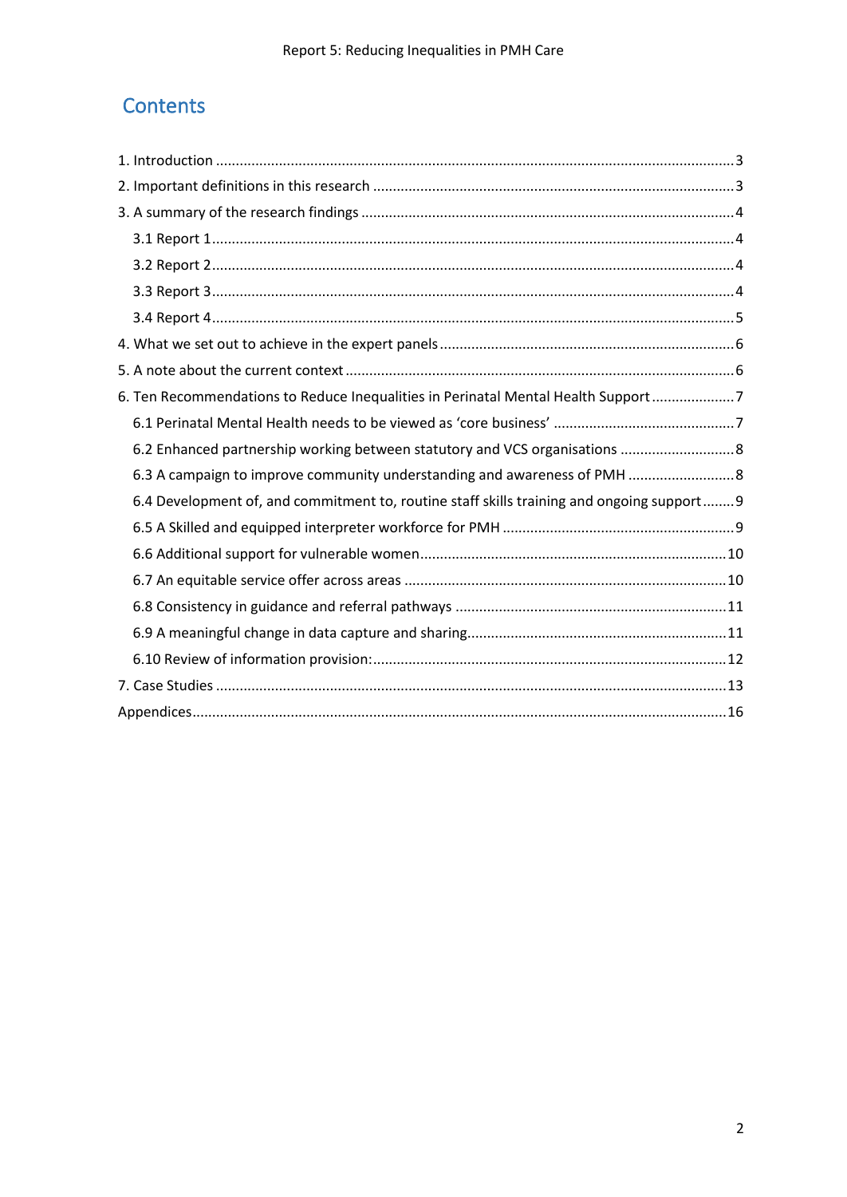# Contents

1. Introduction ........................................................................................................ 3
2. Important definitions in this research ........................................................................ 3
3. A summary of the research findings ........................................................................... 4
   - 3.1 Report 1 ........................................................................................................ 4
   - 3.2 Report 2 ........................................................................................................ 4
   - 3.3 Report 3 ........................................................................................................ 4
   - 3.4 Report 4 ........................................................................................................ 5
4. What we set out to achieve in the expert panels ........................................................ 6
5. A note about the current context ............................................................................... 6
6. Ten Recommendations to Reduce Inequalities in Perinatal Mental Health Support .............. 7
   - 6.1 Perinatal Mental Health needs to be viewed as 'core business' ................................ 7
   - 6.2 Enhanced partnership working between statutory and VCS organisations .................. 8
   - 6.3 A campaign to improve community understanding and awareness of PMH ................... 8
   - 6.4 Development of, and commitment to, routine staff skills training and ongoing support ........ 9
   - 6.5 A Skilled and equipped interpreter workforce for PMH ............................................ 9
   - 6.6 Additional support for vulnerable women ............................................................. 10
   - 6.7 An equitable service offer across areas ............................................................... 10
   - 6.8 Consistency in guidance and referral pathways ..................................................... 11
   - 6.9 A meaningful change in data capture and sharing .................................................. 11
   - 6.10 Review of information provision: ....................................................................... 12
7. Case Studies ........................................................................................................ 13

Appendices .............................................................................................................. 16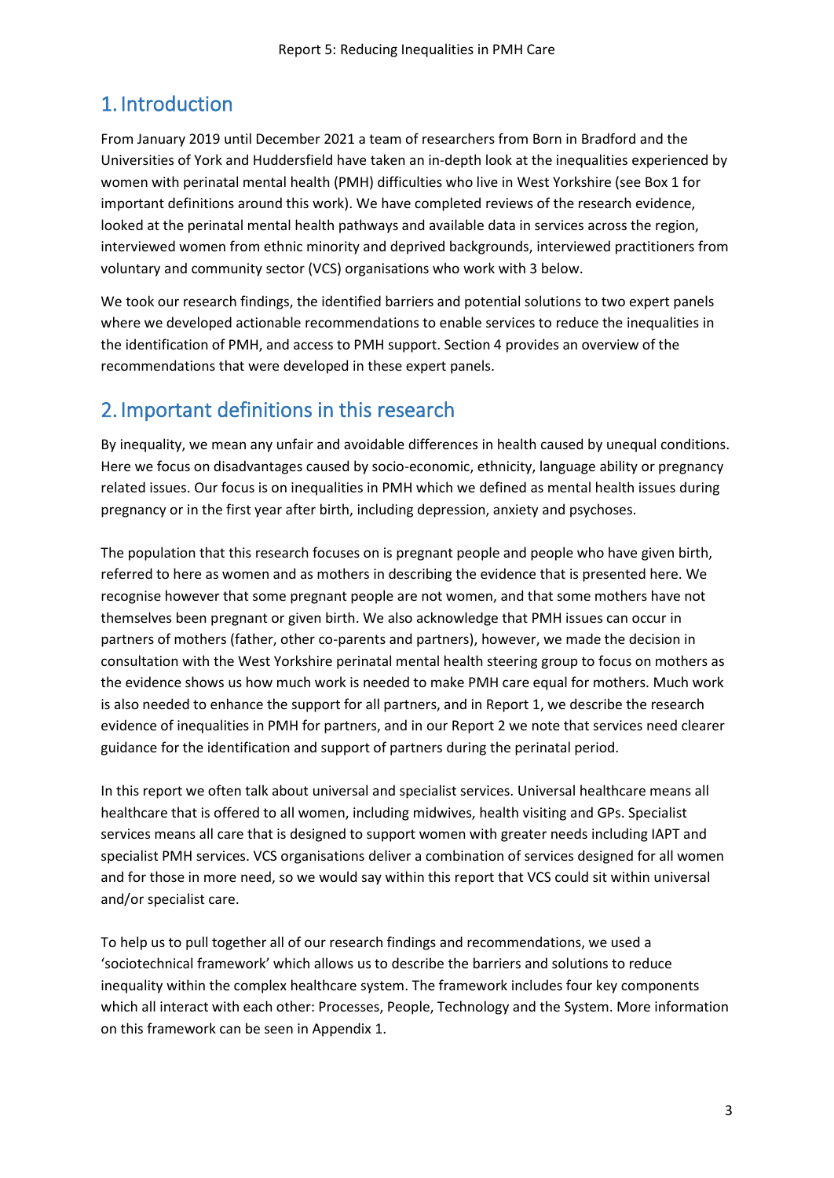## 1. Introduction

From January 2019 until December 2021 a team of researchers from Born in Bradford and the Universities of York and Huddersfield have taken an in-depth look at the inequalities experienced by women with perinatal mental health (PMH) difficulties who live in West Yorkshire (see Box 1 for important definitions around this work). We have completed reviews of the research evidence, looked at the perinatal mental health pathways and available data in services across the region, interviewed women from ethnic minority and deprived backgrounds, interviewed practitioners from voluntary and community sector (VCS) organisations who work with 3 below.

We took our research findings, the identified barriers and potential solutions to two expert panels where we developed actionable recommendations to enable services to reduce the inequalities in the identification of PMH, and access to PMH support. Section 4 provides an overview of the recommendations that were developed in these expert panels.

## 2. Important definitions in this research

By inequality, we mean any unfair and avoidable differences in health caused by unequal conditions. Here we focus on disadvantages caused by socio-economic, ethnicity, language ability or pregnancy related issues. Our focus is on inequalities in PMH which we defined as mental health issues during pregnancy or in the first year after birth, including depression, anxiety and psychoses.

The population that this research focuses on is pregnant people and people who have given birth, referred to here as women and as mothers in describing the evidence that is presented here. We recognise however that some pregnant people are not women, and that some mothers have not themselves been pregnant or given birth. We also acknowledge that PMH issues can occur in partners of mothers (father, other co-parents and partners), however, we made the decision in consultation with the West Yorkshire perinatal mental health steering group to focus on mothers as the evidence shows us how much work is needed to make PMH care equal for mothers. Much work is also needed to enhance the support for all partners, and in Report 1, we describe the research evidence of inequalities in PMH for partners, and in our Report 2 we note that services need clearer guidance for the identification and support of partners during the perinatal period.

In this report we often talk about universal and specialist services. Universal healthcare means all healthcare that is offered to all women, including midwives, health visiting and GPs. Specialist services means all care that is designed to support women with greater needs including IAPT and specialist PMH services. VCS organisations deliver a combination of services designed for all women and for those in more need, so we would say within this report that VCS could sit within universal and/or specialist care.

To help us to pull together all of our research findings and recommendations, we used a 'sociotechnical framework' which allows us to describe the barriers and solutions to reduce inequality within the complex healthcare system. The framework includes four key components which all interact with each other: Processes, People, Technology and the System. More information on this framework can be seen in Appendix 1.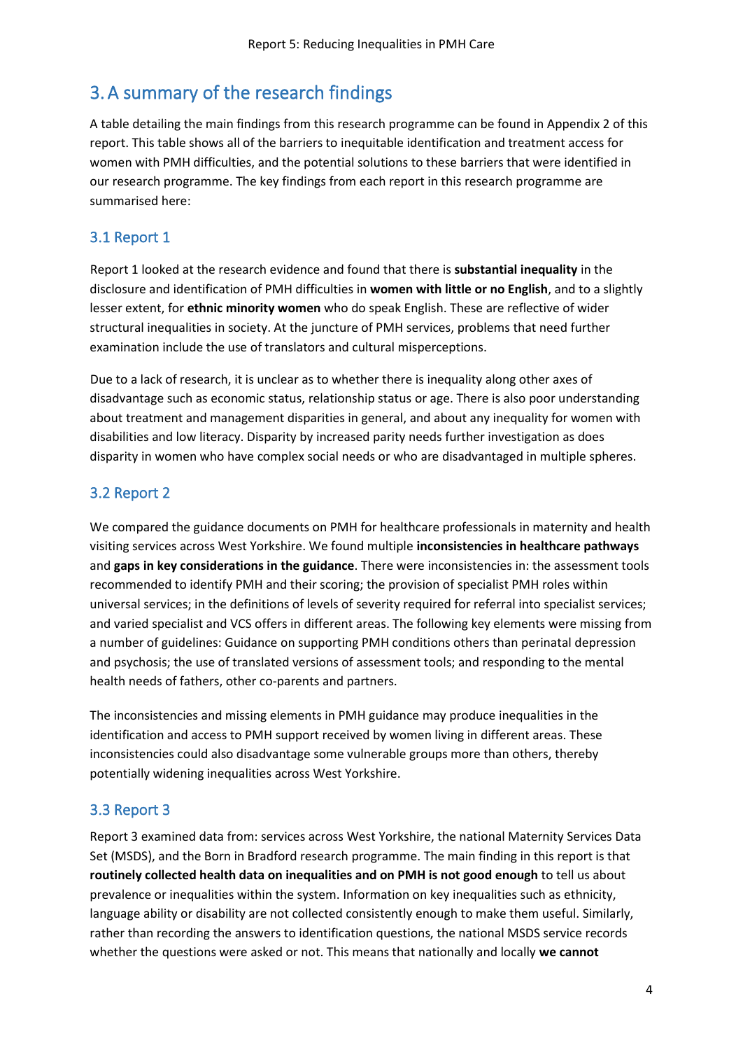## 3. A summary of the research findings

A table detailing the main findings from this research programme can be found in Appendix 2 of this report. This table shows all of the barriers to inequitable identification and treatment access for women with PMH difficulties, and the potential solutions to these barriers that were identified in our research programme. The key findings from each report in this research programme are summarised here:

### 3.1 Report 1

Report 1 looked at the research evidence and found that there is **substantial inequality** in the disclosure and identification of PMH difficulties in **women with little or no English**, and to a slightly lesser extent, for **ethnic minority women** who do speak English. These are reflective of wider structural inequalities in society. At the juncture of PMH services, problems that need further examination include the use of translators and cultural misperceptions.

Due to a lack of research, it is unclear as to whether there is inequality along other axes of disadvantage such as economic status, relationship status or age. There is also poor understanding about treatment and management disparities in general, and about any inequality for women with disabilities and low literacy. Disparity by increased parity needs further investigation as does disparity in women who have complex social needs or who are disadvantaged in multiple spheres.

### 3.2 Report 2

We compared the guidance documents on PMH for healthcare professionals in maternity and health visiting services across West Yorkshire. We found multiple **inconsistencies in healthcare pathways** and **gaps in key considerations in the guidance**. There were inconsistencies in: the assessment tools recommended to identify PMH and their scoring; the provision of specialist PMH roles within universal services; in the definitions of levels of severity required for referral into specialist services; and varied specialist and VCS offers in different areas. The following key elements were missing from a number of guidelines: Guidance on supporting PMH conditions others than perinatal depression and psychosis; the use of translated versions of assessment tools; and responding to the mental health needs of fathers, other co-parents and partners.

The inconsistencies and missing elements in PMH guidance may produce inequalities in the identification and access to PMH support received by women living in different areas. These inconsistencies could also disadvantage some vulnerable groups more than others, thereby potentially widening inequalities across West Yorkshire.

### 3.3 Report 3

Report 3 examined data from: services across West Yorkshire, the national Maternity Services Data Set (MSDS), and the Born in Bradford research programme. The main finding in this report is that **routinely collected health data on inequalities and on PMH is not good enough** to tell us about prevalence or inequalities within the system. Information on key inequalities such as ethnicity, language ability or disability are not collected consistently enough to make them useful. Similarly, rather than recording the answers to identification questions, the national MSDS service records whether the questions were asked or not. This means that nationally and locally **we cannot**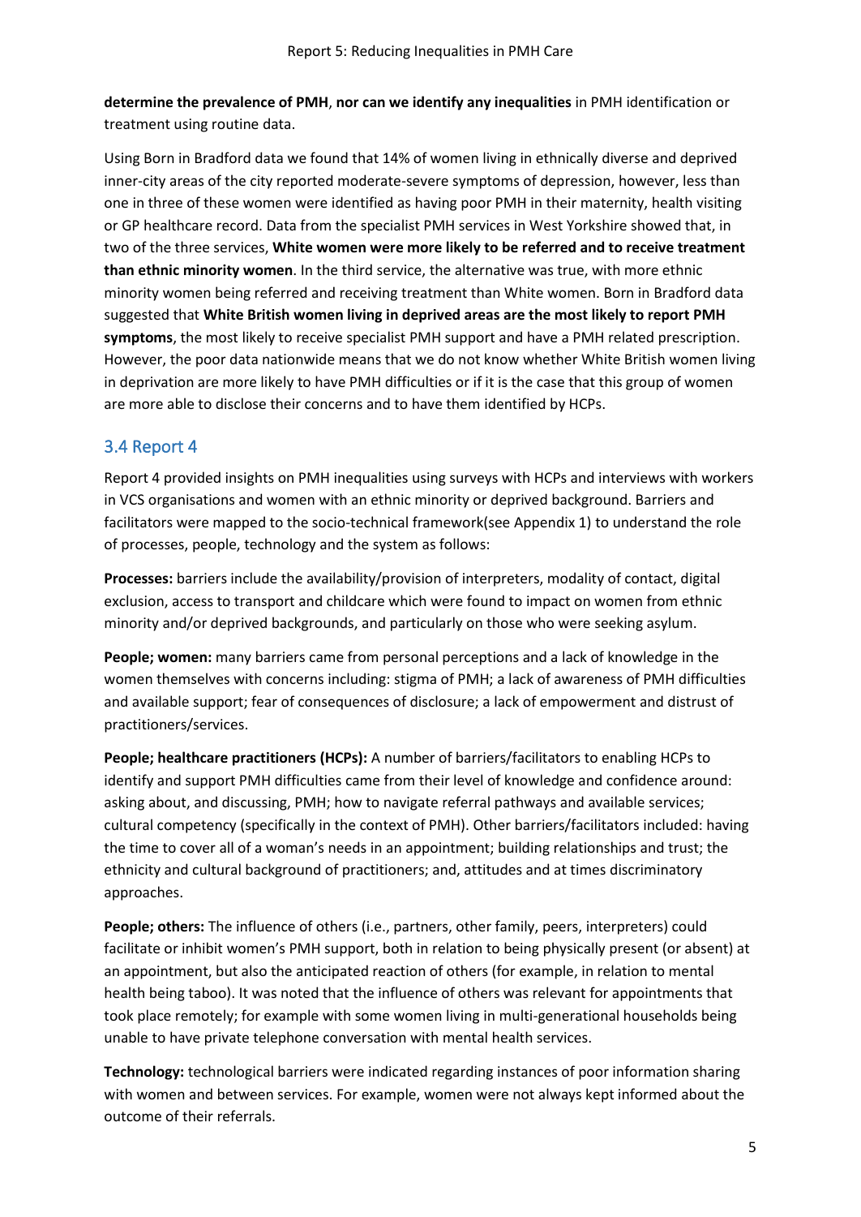**determine the prevalence of PMH**, **nor can we identify any inequalities** in PMH identification or treatment using routine data.

Using Born in Bradford data we found that 14% of women living in ethnically diverse and deprived inner-city areas of the city reported moderate-severe symptoms of depression, however, less than one in three of these women were identified as having poor PMH in their maternity, health visiting or GP healthcare record. Data from the specialist PMH services in West Yorkshire showed that, in two of the three services, **White women were more likely to be referred and to receive treatment than ethnic minority women**. In the third service, the alternative was true, with more ethnic minority women being referred and receiving treatment than White women. Born in Bradford data suggested that **White British women living in deprived areas are the most likely to report PMH symptoms**, the most likely to receive specialist PMH support and have a PMH related prescription. However, the poor data nationwide means that we do not know whether White British women living in deprivation are more likely to have PMH difficulties or if it is the case that this group of women are more able to disclose their concerns and to have them identified by HCPs.

## 3.4 Report 4

Report 4 provided insights on PMH inequalities using surveys with HCPs and interviews with workers in VCS organisations and women with an ethnic minority or deprived background. Barriers and facilitators were mapped to the socio-technical framework(see Appendix 1) to understand the role of processes, people, technology and the system as follows:

**Processes:** barriers include the availability/provision of interpreters, modality of contact, digital exclusion, access to transport and childcare which were found to impact on women from ethnic minority and/or deprived backgrounds, and particularly on those who were seeking asylum.

**People; women:** many barriers came from personal perceptions and a lack of knowledge in the women themselves with concerns including: stigma of PMH; a lack of awareness of PMH difficulties and available support; fear of consequences of disclosure; a lack of empowerment and distrust of practitioners/services.

**People; healthcare practitioners (HCPs):** A number of barriers/facilitators to enabling HCPs to identify and support PMH difficulties came from their level of knowledge and confidence around: asking about, and discussing, PMH; how to navigate referral pathways and available services; cultural competency (specifically in the context of PMH). Other barriers/facilitators included: having the time to cover all of a woman's needs in an appointment; building relationships and trust; the ethnicity and cultural background of practitioners; and, attitudes and at times discriminatory approaches.

**People; others:** The influence of others (i.e., partners, other family, peers, interpreters) could facilitate or inhibit women's PMH support, both in relation to being physically present (or absent) at an appointment, but also the anticipated reaction of others (for example, in relation to mental health being taboo). It was noted that the influence of others was relevant for appointments that took place remotely; for example with some women living in multi-generational households being unable to have private telephone conversation with mental health services.

**Technology:** technological barriers were indicated regarding instances of poor information sharing with women and between services. For example, women were not always kept informed about the outcome of their referrals.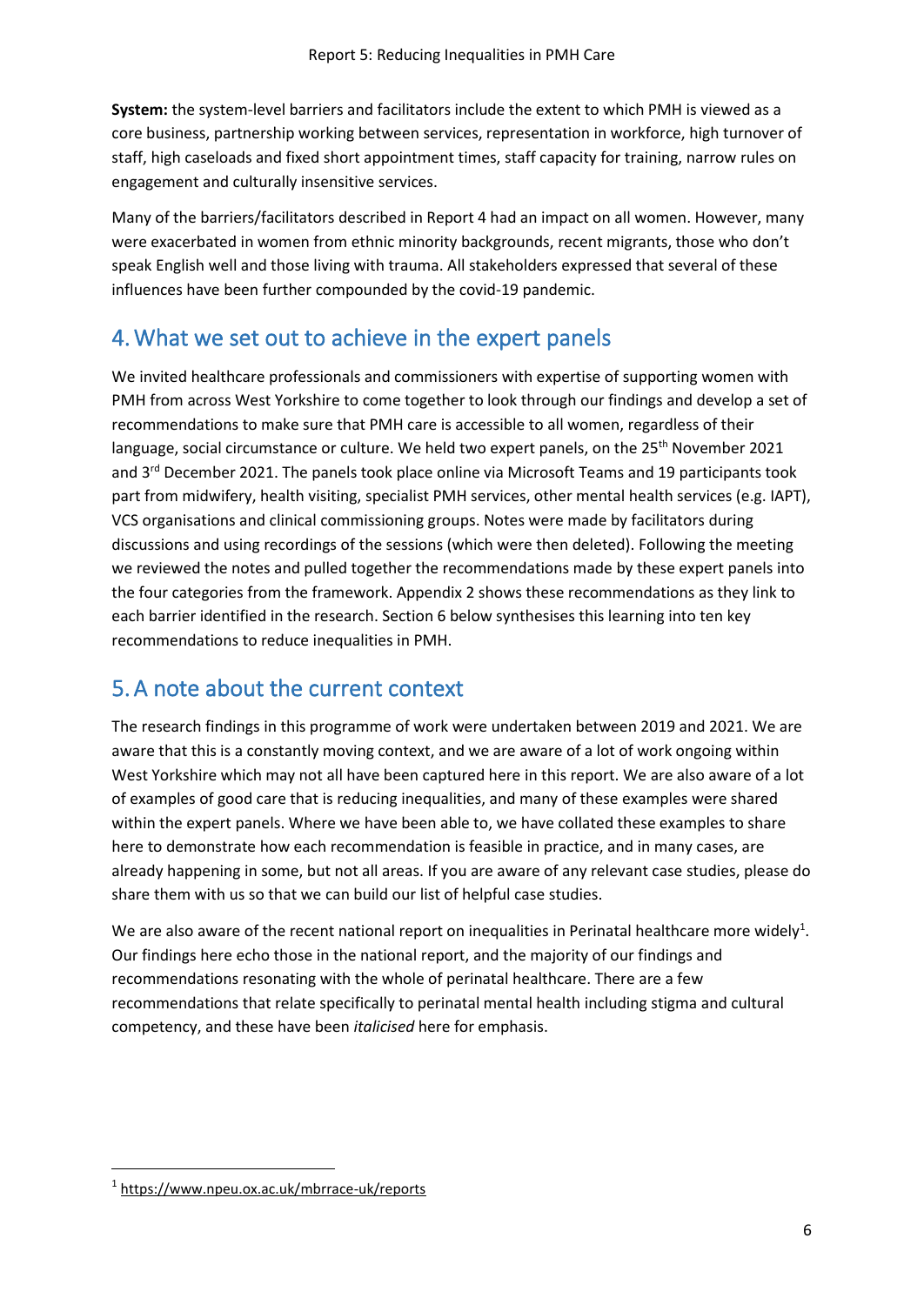**System:** the system-level barriers and facilitators include the extent to which PMH is viewed as a core business, partnership working between services, representation in workforce, high turnover of staff, high caseloads and fixed short appointment times, staff capacity for training, narrow rules on engagement and culturally insensitive services.

Many of the barriers/facilitators described in Report 4 had an impact on all women. However, many were exacerbated in women from ethnic minority backgrounds, recent migrants, those who don't speak English well and those living with trauma. All stakeholders expressed that several of these influences have been further compounded by the covid-19 pandemic.

## 4. What we set out to achieve in the expert panels

We invited healthcare professionals and commissioners with expertise of supporting women with PMH from across West Yorkshire to come together to look through our findings and develop a set of recommendations to make sure that PMH care is accessible to all women, regardless of their language, social circumstance or culture. We held two expert panels, on the 25th November 2021 and 3rd December 2021. The panels took place online via Microsoft Teams and 19 participants took part from midwifery, health visiting, specialist PMH services, other mental health services (e.g. IAPT), VCS organisations and clinical commissioning groups. Notes were made by facilitators during discussions and using recordings of the sessions (which were then deleted). Following the meeting we reviewed the notes and pulled together the recommendations made by these expert panels into the four categories from the framework. Appendix 2 shows these recommendations as they link to each barrier identified in the research. Section 6 below synthesises this learning into ten key recommendations to reduce inequalities in PMH.

## 5. A note about the current context

The research findings in this programme of work were undertaken between 2019 and 2021. We are aware that this is a constantly moving context, and we are aware of a lot of work ongoing within West Yorkshire which may not all have been captured here in this report. We are also aware of a lot of examples of good care that is reducing inequalities, and many of these examples were shared within the expert panels. Where we have been able to, we have collated these examples to share here to demonstrate how each recommendation is feasible in practice, and in many cases, are already happening in some, but not all areas. If you are aware of any relevant case studies, please do share them with us so that we can build our list of helpful case studies.

We are also aware of the recent national report on inequalities in Perinatal healthcare more widely[1]. Our findings here echo those in the national report, and the majority of our findings and recommendations resonating with the whole of perinatal healthcare. There are a few recommendations that relate specifically to perinatal mental health including stigma and cultural competency, and these have been *italicised* here for emphasis.

[1] https://www.npeu.ox.ac.uk/mbrrace-uk/reports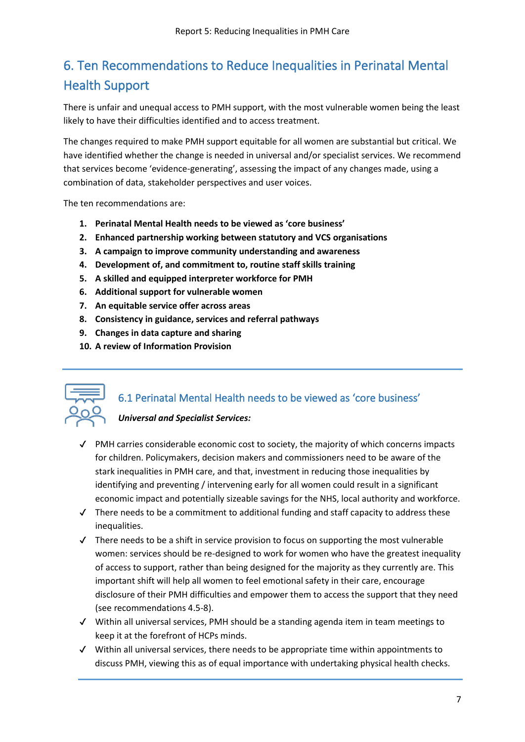## 6. Ten Recommendations to Reduce Inequalities in Perinatal Mental Health Support

There is unfair and unequal access to PMH support, with the most vulnerable women being the least likely to have their difficulties identified and to access treatment.

The changes required to make PMH support equitable for all women are substantial but critical. We have identified whether the change is needed in universal and/or specialist services. We recommend that services become 'evidence-generating', assessing the impact of any changes made, using a combination of data, stakeholder perspectives and user voices.

The ten recommendations are:

1. **Perinatal Mental Health needs to be viewed as 'core business'**
2. **Enhanced partnership working between statutory and VCS organisations**
3. **A campaign to improve community understanding and awareness**
4. **Development of, and commitment to, routine staff skills training**
5. **A skilled and equipped interpreter workforce for PMH**
6. **Additional support for vulnerable women**
7. **An equitable service offer across areas**
8. **Consistency in guidance, services and referral pathways**
9. **Changes in data capture and sharing**
10. **A review of Information Provision**

### 6.1 Perinatal Mental Health needs to be viewed as 'core business'

***Universal and Specialist Services:***

- ✓ PMH carries considerable economic cost to society, the majority of which concerns impacts for children. Policymakers, decision makers and commissioners need to be aware of the stark inequalities in PMH care, and that, investment in reducing those inequalities by identifying and preventing / intervening early for all women could result in a significant economic impact and potentially sizeable savings for the NHS, local authority and workforce.
- ✓ There needs to be a commitment to additional funding and staff capacity to address these inequalities.
- ✓ There needs to be a shift in service provision to focus on supporting the most vulnerable women: services should be re-designed to work for women who have the greatest inequality of access to support, rather than being designed for the majority as they currently are. This important shift will help all women to feel emotional safety in their care, encourage disclosure of their PMH difficulties and empower them to access the support that they need (see recommendations 4.5-8).
- ✓ Within all universal services, PMH should be a standing agenda item in team meetings to keep it at the forefront of HCPs minds.
- ✓ Within all universal services, there needs to be appropriate time within appointments to discuss PMH, viewing this as of equal importance with undertaking physical health checks.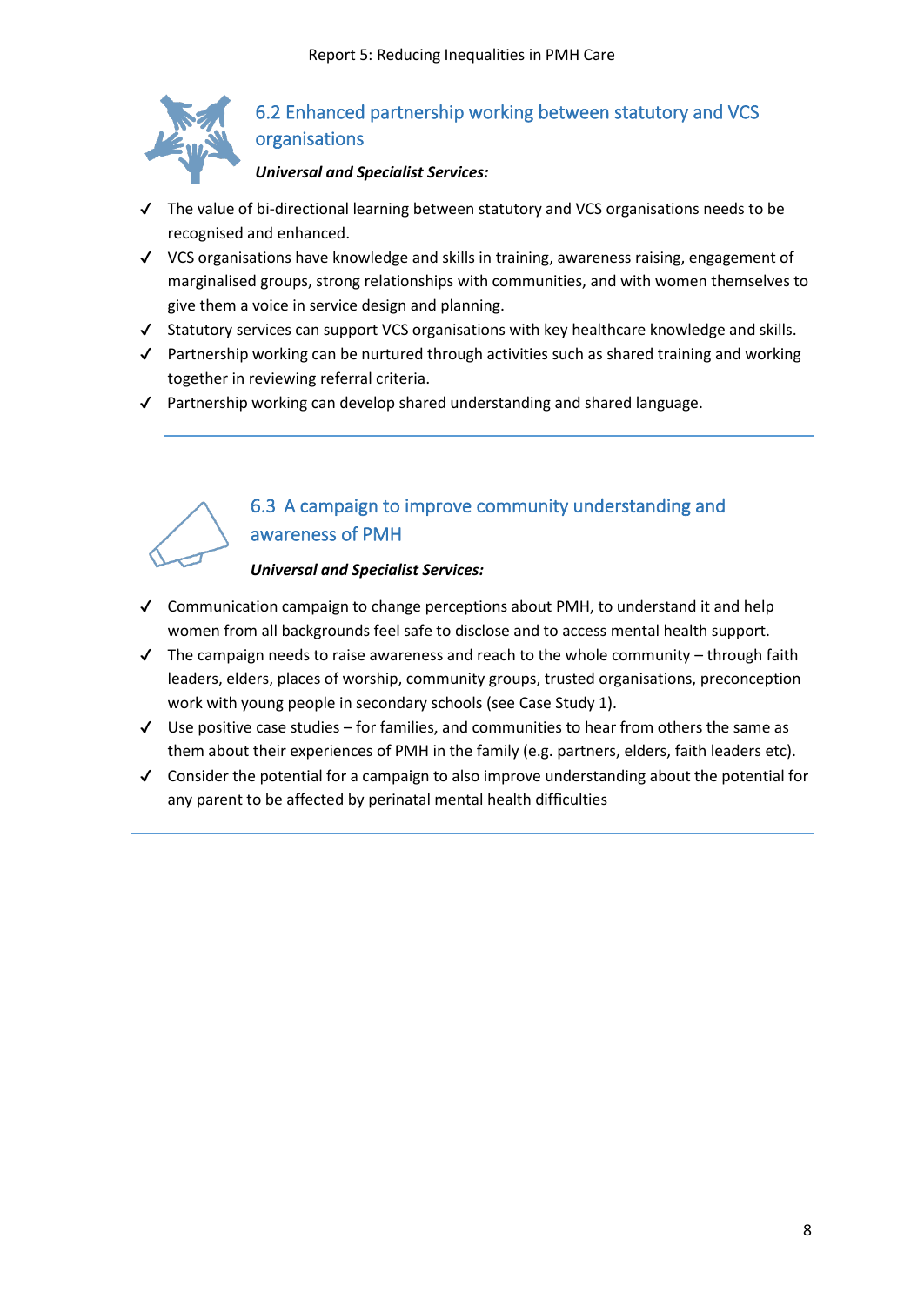### 6.2 Enhanced partnership working between statutory and VCS organisations

***Universal and Specialist Services:***

- ✓ The value of bi-directional learning between statutory and VCS organisations needs to be recognised and enhanced.
- ✓ VCS organisations have knowledge and skills in training, awareness raising, engagement of marginalised groups, strong relationships with communities, and with women themselves to give them a voice in service design and planning.
- ✓ Statutory services can support VCS organisations with key healthcare knowledge and skills.
- ✓ Partnership working can be nurtured through activities such as shared training and working together in reviewing referral criteria.
- ✓ Partnership working can develop shared understanding and shared language.

---

### 6.3 A campaign to improve community understanding and awareness of PMH

***Universal and Specialist Services:***

- ✓ Communication campaign to change perceptions about PMH, to understand it and help women from all backgrounds feel safe to disclose and to access mental health support.
- ✓ The campaign needs to raise awareness and reach to the whole community – through faith leaders, elders, places of worship, community groups, trusted organisations, preconception work with young people in secondary schools (see Case Study 1).
- ✓ Use positive case studies – for families, and communities to hear from others the same as them about their experiences of PMH in the family (e.g. partners, elders, faith leaders etc).
- ✓ Consider the potential for a campaign to also improve understanding about the potential for any parent to be affected by perinatal mental health difficulties

---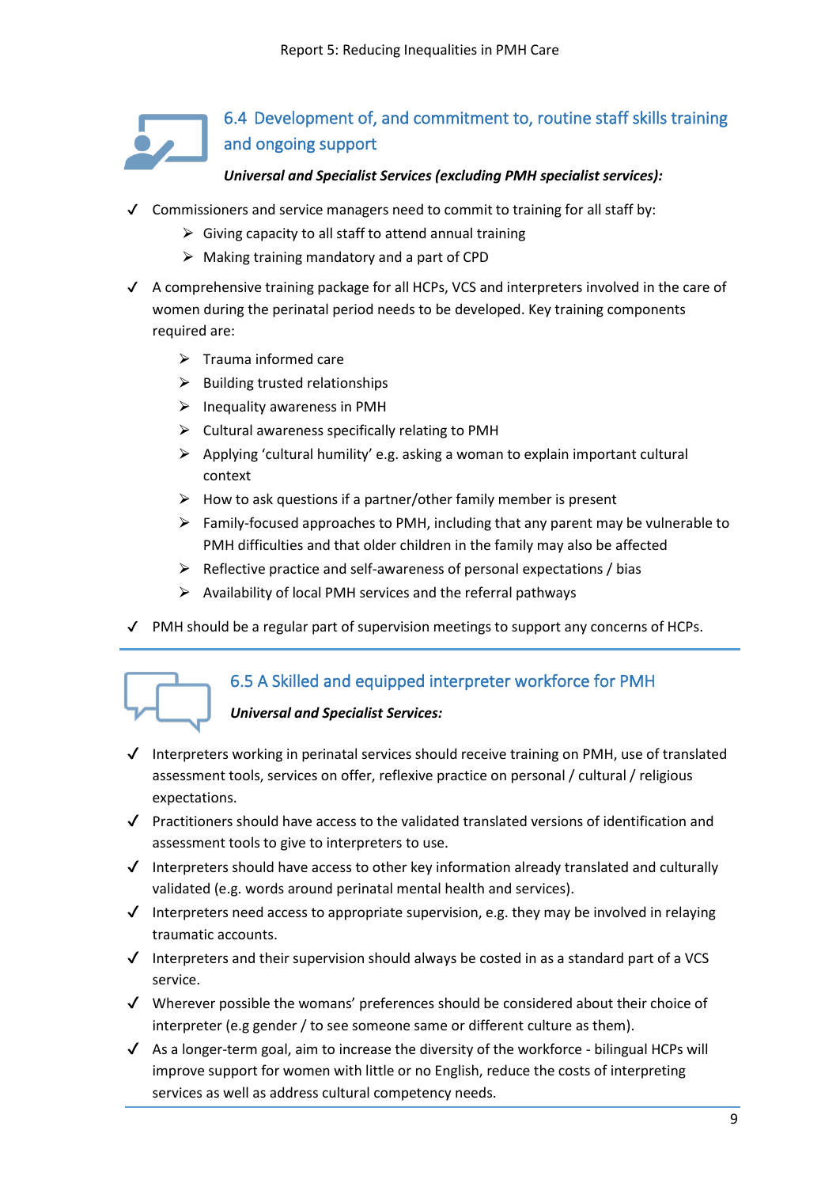## 6.4 Development of, and commitment to, routine staff skills training and ongoing support

***Universal and Specialist Services (excluding PMH specialist services):***

- ✓ Commissioners and service managers need to commit to training for all staff by:
  - ➢ Giving capacity to all staff to attend annual training
  - ➢ Making training mandatory and a part of CPD
- ✓ A comprehensive training package for all HCPs, VCS and interpreters involved in the care of women during the perinatal period needs to be developed. Key training components required are:
  - ➢ Trauma informed care
  - ➢ Building trusted relationships
  - ➢ Inequality awareness in PMH
  - ➢ Cultural awareness specifically relating to PMH
  - ➢ Applying 'cultural humility' e.g. asking a woman to explain important cultural context
  - ➢ How to ask questions if a partner/other family member is present
  - ➢ Family-focused approaches to PMH, including that any parent may be vulnerable to PMH difficulties and that older children in the family may also be affected
  - ➢ Reflective practice and self-awareness of personal expectations / bias
  - ➢ Availability of local PMH services and the referral pathways
- ✓ PMH should be a regular part of supervision meetings to support any concerns of HCPs.

## 6.5 A Skilled and equipped interpreter workforce for PMH

***Universal and Specialist Services:***

- ✓ Interpreters working in perinatal services should receive training on PMH, use of translated assessment tools, services on offer, reflexive practice on personal / cultural / religious expectations.
- ✓ Practitioners should have access to the validated translated versions of identification and assessment tools to give to interpreters to use.
- ✓ Interpreters should have access to other key information already translated and culturally validated (e.g. words around perinatal mental health and services).
- ✓ Interpreters need access to appropriate supervision, e.g. they may be involved in relaying traumatic accounts.
- ✓ Interpreters and their supervision should always be costed in as a standard part of a VCS service.
- ✓ Wherever possible the womans' preferences should be considered about their choice of interpreter (e.g gender / to see someone same or different culture as them).
- ✓ As a longer-term goal, aim to increase the diversity of the workforce - bilingual HCPs will improve support for women with little or no English, reduce the costs of interpreting services as well as address cultural competency needs.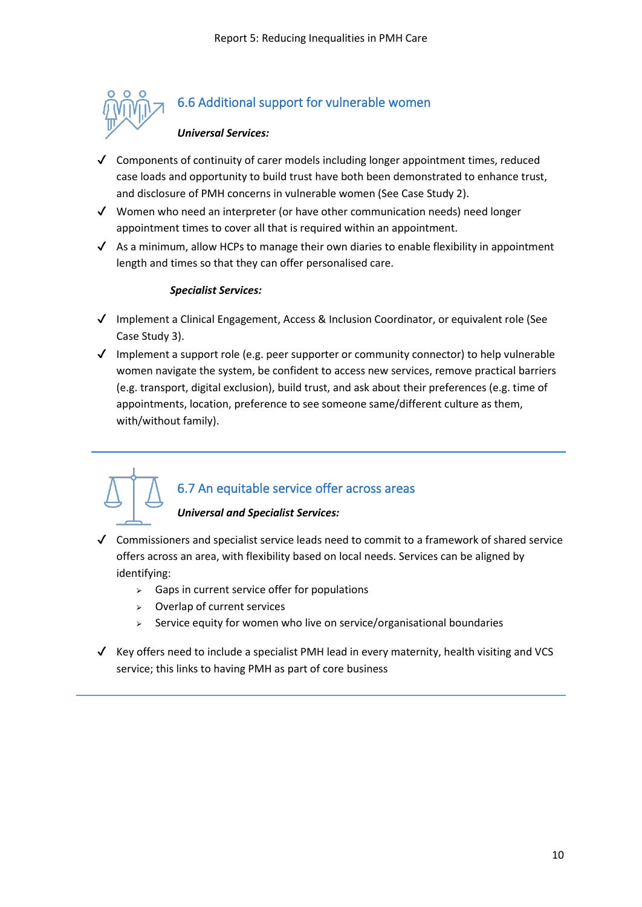## 6.6 Additional support for vulnerable women

***Universal Services:***

- ✓ Components of continuity of carer models including longer appointment times, reduced case loads and opportunity to build trust have both been demonstrated to enhance trust, and disclosure of PMH concerns in vulnerable women (See Case Study 2).
- ✓ Women who need an interpreter (or have other communication needs) need longer appointment times to cover all that is required within an appointment.
- ✓ As a minimum, allow HCPs to manage their own diaries to enable flexibility in appointment length and times so that they can offer personalised care.

***Specialist Services:***

- ✓ Implement a Clinical Engagement, Access & Inclusion Coordinator, or equivalent role (See Case Study 3).
- ✓ Implement a support role (e.g. peer supporter or community connector) to help vulnerable women navigate the system, be confident to access new services, remove practical barriers (e.g. transport, digital exclusion), build trust, and ask about their preferences (e.g. time of appointments, location, preference to see someone same/different culture as them, with/without family).

---

## 6.7 An equitable service offer across areas

***Universal and Specialist Services:***

- ✓ Commissioners and specialist service leads need to commit to a framework of shared service offers across an area, with flexibility based on local needs. Services can be aligned by identifying:
  - Gaps in current service offer for populations
  - Overlap of current services
  - Service equity for women who live on service/organisational boundaries
- ✓ Key offers need to include a specialist PMH lead in every maternity, health visiting and VCS service; this links to having PMH as part of core business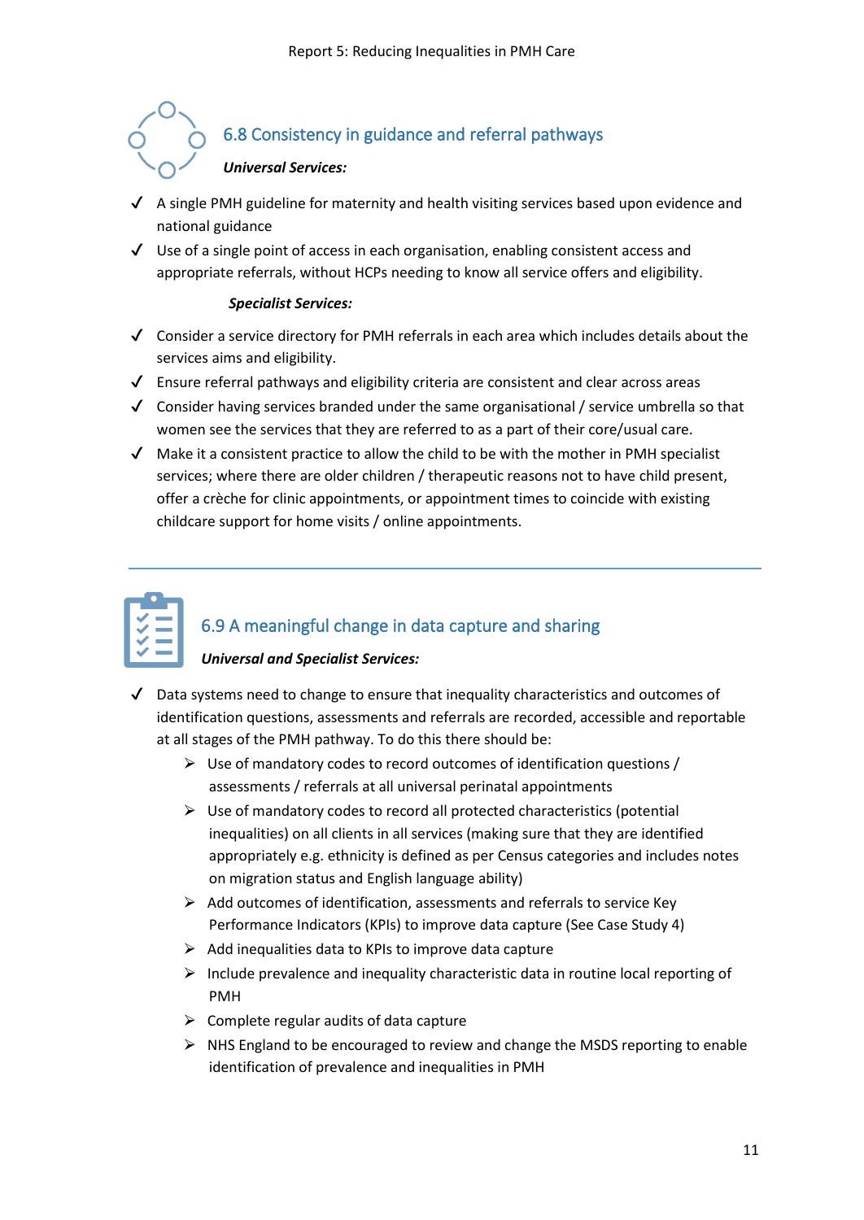## 6.8 Consistency in guidance and referral pathways

***Universal Services:***

- ✓ A single PMH guideline for maternity and health visiting services based upon evidence and national guidance
- ✓ Use of a single point of access in each organisation, enabling consistent access and appropriate referrals, without HCPs needing to know all service offers and eligibility.

***Specialist Services:***

- ✓ Consider a service directory for PMH referrals in each area which includes details about the services aims and eligibility.
- ✓ Ensure referral pathways and eligibility criteria are consistent and clear across areas
- ✓ Consider having services branded under the same organisational / service umbrella so that women see the services that they are referred to as a part of their core/usual care.
- ✓ Make it a consistent practice to allow the child to be with the mother in PMH specialist services; where there are older children / therapeutic reasons not to have child present, offer a crèche for clinic appointments, or appointment times to coincide with existing childcare support for home visits / online appointments.

---

## 6.9 A meaningful change in data capture and sharing

***Universal and Specialist Services:***

- ✓ Data systems need to change to ensure that inequality characteristics and outcomes of identification questions, assessments and referrals are recorded, accessible and reportable at all stages of the PMH pathway. To do this there should be:
  - ➢ Use of mandatory codes to record outcomes of identification questions / assessments / referrals at all universal perinatal appointments
  - ➢ Use of mandatory codes to record all protected characteristics (potential inequalities) on all clients in all services (making sure that they are identified appropriately e.g. ethnicity is defined as per Census categories and includes notes on migration status and English language ability)
  - ➢ Add outcomes of identification, assessments and referrals to service Key Performance Indicators (KPIs) to improve data capture (See Case Study 4)
  - ➢ Add inequalities data to KPIs to improve data capture
  - ➢ Include prevalence and inequality characteristic data in routine local reporting of PMH
  - ➢ Complete regular audits of data capture
  - ➢ NHS England to be encouraged to review and change the MSDS reporting to enable identification of prevalence and inequalities in PMH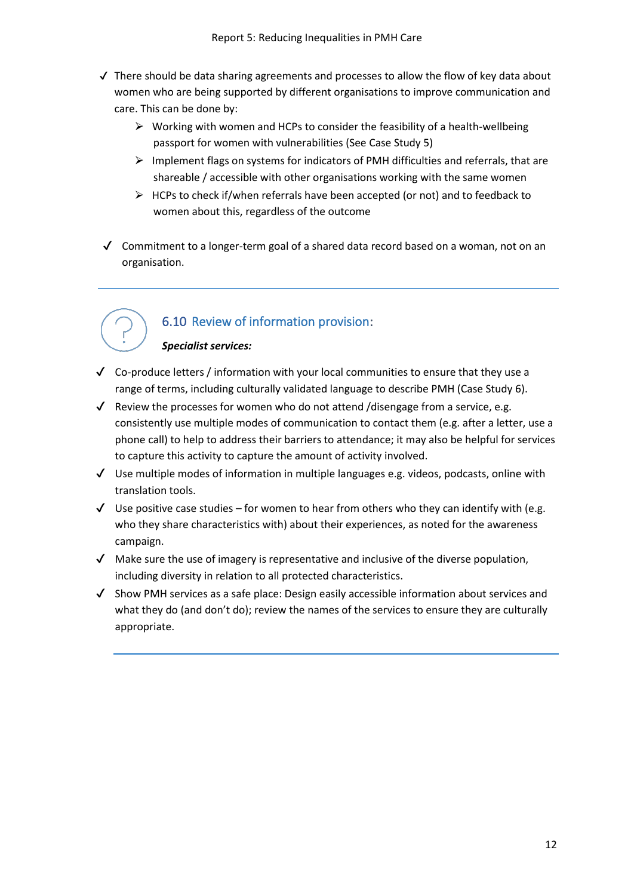- ✓ There should be data sharing agreements and processes to allow the flow of key data about women who are being supported by different organisations to improve communication and care. This can be done by:
  - ➢ Working with women and HCPs to consider the feasibility of a health-wellbeing passport for women with vulnerabilities (See Case Study 5)
  - ➢ Implement flags on systems for indicators of PMH difficulties and referrals, that are shareable / accessible with other organisations working with the same women
  - ➢ HCPs to check if/when referrals have been accepted (or not) and to feedback to women about this, regardless of the outcome

- ✓ Commitment to a longer-term goal of a shared data record based on a woman, not on an organisation.

---

## 6.10 Review of information provision:

***Specialist services:***

- ✓ Co-produce letters / information with your local communities to ensure that they use a range of terms, including culturally validated language to describe PMH (Case Study 6).
- ✓ Review the processes for women who do not attend /disengage from a service, e.g. consistently use multiple modes of communication to contact them (e.g. after a letter, use a phone call) to help to address their barriers to attendance; it may also be helpful for services to capture this activity to capture the amount of activity involved.
- ✓ Use multiple modes of information in multiple languages e.g. videos, podcasts, online with translation tools.
- ✓ Use positive case studies – for women to hear from others who they can identify with (e.g. who they share characteristics with) about their experiences, as noted for the awareness campaign.
- ✓ Make sure the use of imagery is representative and inclusive of the diverse population, including diversity in relation to all protected characteristics.
- ✓ Show PMH services as a safe place: Design easily accessible information about services and what they do (and don't do); review the names of the services to ensure they are culturally appropriate.

---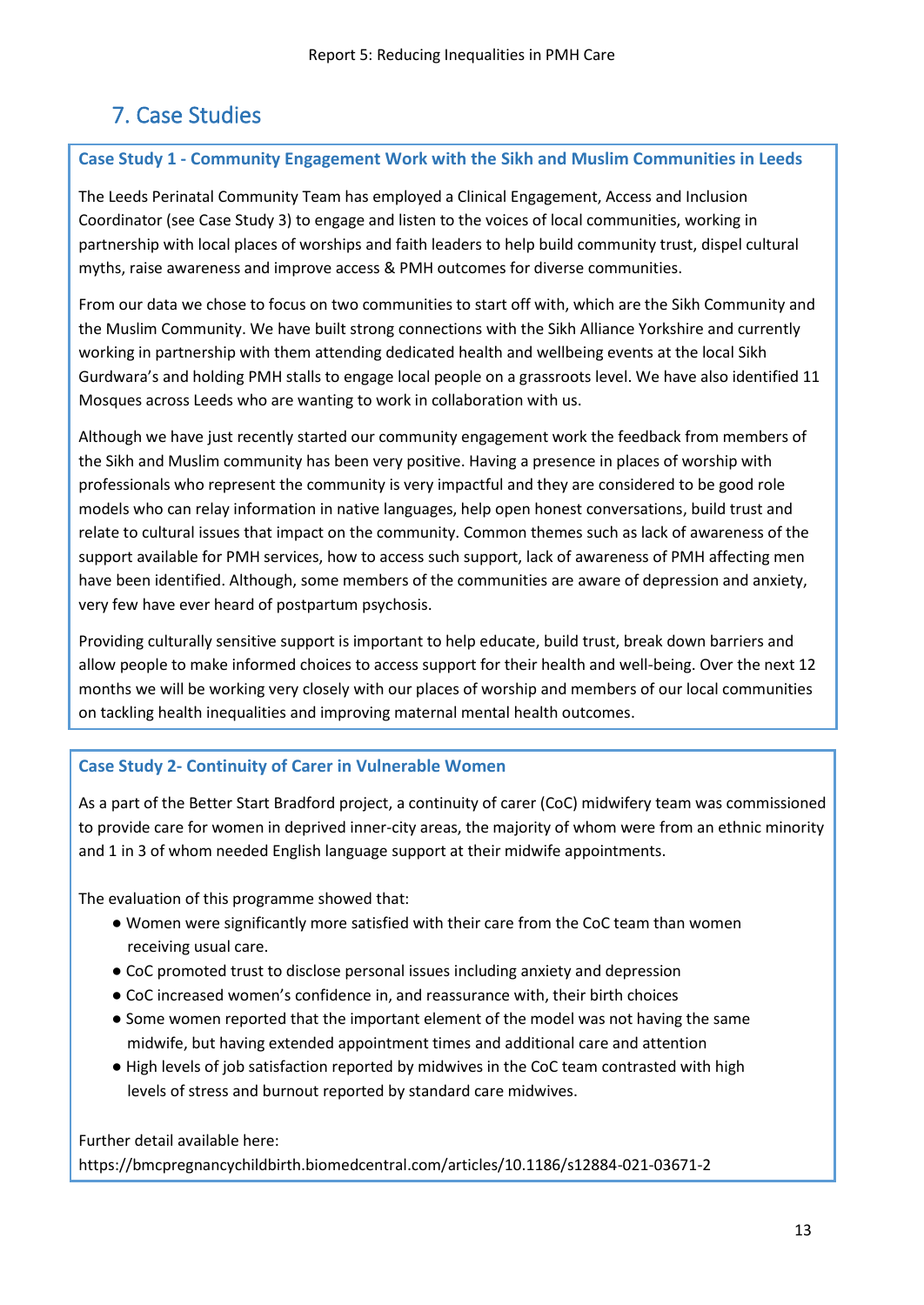## 7. Case Studies

### Case Study 1 - Community Engagement Work with the Sikh and Muslim Communities in Leeds

The Leeds Perinatal Community Team has employed a Clinical Engagement, Access and Inclusion Coordinator (see Case Study 3) to engage and listen to the voices of local communities, working in partnership with local places of worships and faith leaders to help build community trust, dispel cultural myths, raise awareness and improve access & PMH outcomes for diverse communities.

From our data we chose to focus on two communities to start off with, which are the Sikh Community and the Muslim Community. We have built strong connections with the Sikh Alliance Yorkshire and currently working in partnership with them attending dedicated health and wellbeing events at the local Sikh Gurdwara's and holding PMH stalls to engage local people on a grassroots level. We have also identified 11 Mosques across Leeds who are wanting to work in collaboration with us.

Although we have just recently started our community engagement work the feedback from members of the Sikh and Muslim community has been very positive. Having a presence in places of worship with professionals who represent the community is very impactful and they are considered to be good role models who can relay information in native languages, help open honest conversations, build trust and relate to cultural issues that impact on the community. Common themes such as lack of awareness of the support available for PMH services, how to access such support, lack of awareness of PMH affecting men have been identified. Although, some members of the communities are aware of depression and anxiety, very few have ever heard of postpartum psychosis.

Providing culturally sensitive support is important to help educate, build trust, break down barriers and allow people to make informed choices to access support for their health and well-being. Over the next 12 months we will be working very closely with our places of worship and members of our local communities on tackling health inequalities and improving maternal mental health outcomes.

### Case Study 2- Continuity of Carer in Vulnerable Women

As a part of the Better Start Bradford project, a continuity of carer (CoC) midwifery team was commissioned to provide care for women in deprived inner-city areas, the majority of whom were from an ethnic minority and 1 in 3 of whom needed English language support at their midwife appointments.

The evaluation of this programme showed that:

- Women were significantly more satisfied with their care from the CoC team than women receiving usual care.
- CoC promoted trust to disclose personal issues including anxiety and depression
- CoC increased women's confidence in, and reassurance with, their birth choices
- Some women reported that the important element of the model was not having the same midwife, but having extended appointment times and additional care and attention
- High levels of job satisfaction reported by midwives in the CoC team contrasted with high levels of stress and burnout reported by standard care midwives.

Further detail available here:
https://bmcpregnancychildbirth.biomedcentral.com/articles/10.1186/s12884-021-03671-2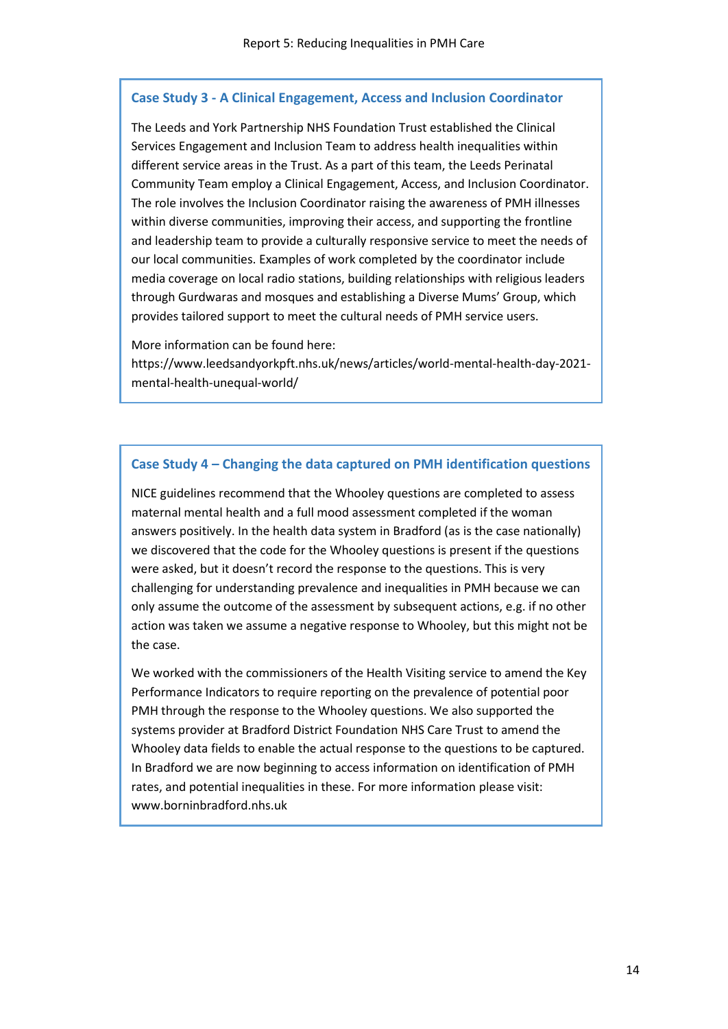### Case Study 3 - A Clinical Engagement, Access and Inclusion Coordinator

The Leeds and York Partnership NHS Foundation Trust established the Clinical Services Engagement and Inclusion Team to address health inequalities within different service areas in the Trust. As a part of this team, the Leeds Perinatal Community Team employ a Clinical Engagement, Access, and Inclusion Coordinator. The role involves the Inclusion Coordinator raising the awareness of PMH illnesses within diverse communities, improving their access, and supporting the frontline and leadership team to provide a culturally responsive service to meet the needs of our local communities. Examples of work completed by the coordinator include media coverage on local radio stations, building relationships with religious leaders through Gurdwaras and mosques and establishing a Diverse Mums' Group, which provides tailored support to meet the cultural needs of PMH service users.

More information can be found here: https://www.leedsandyorkpft.nhs.uk/news/articles/world-mental-health-day-2021-mental-health-unequal-world/

### Case Study 4 – Changing the data captured on PMH identification questions

NICE guidelines recommend that the Whooley questions are completed to assess maternal mental health and a full mood assessment completed if the woman answers positively. In the health data system in Bradford (as is the case nationally) we discovered that the code for the Whooley questions is present if the questions were asked, but it doesn't record the response to the questions. This is very challenging for understanding prevalence and inequalities in PMH because we can only assume the outcome of the assessment by subsequent actions, e.g. if no other action was taken we assume a negative response to Whooley, but this might not be the case.

We worked with the commissioners of the Health Visiting service to amend the Key Performance Indicators to require reporting on the prevalence of potential poor PMH through the response to the Whooley questions. We also supported the systems provider at Bradford District Foundation NHS Care Trust to amend the Whooley data fields to enable the actual response to the questions to be captured. In Bradford we are now beginning to access information on identification of PMH rates, and potential inequalities in these. For more information please visit: www.borninbradford.nhs.uk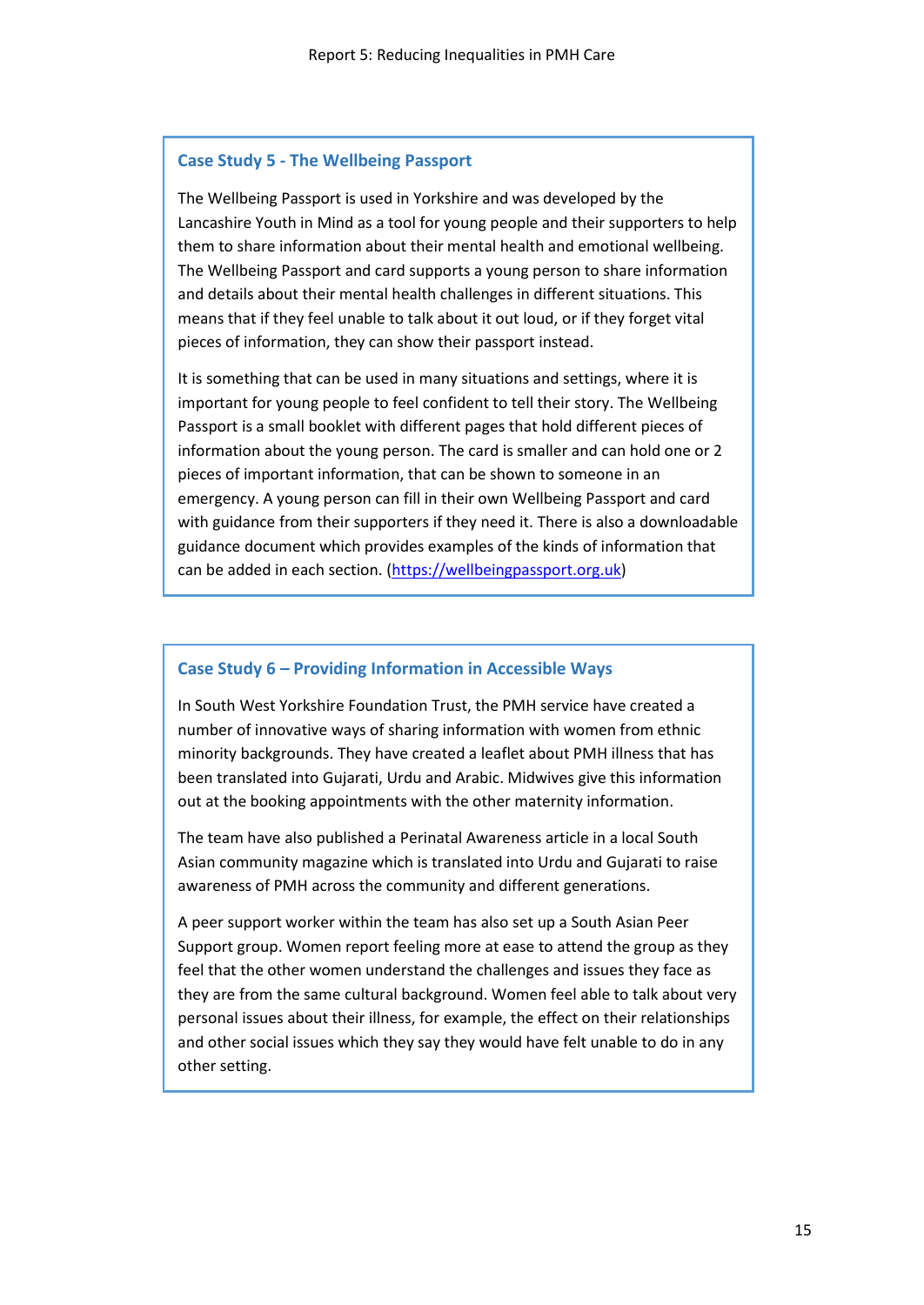### Case Study 5 - The Wellbeing Passport

The Wellbeing Passport is used in Yorkshire and was developed by the Lancashire Youth in Mind as a tool for young people and their supporters to help them to share information about their mental health and emotional wellbeing. The Wellbeing Passport and card supports a young person to share information and details about their mental health challenges in different situations. This means that if they feel unable to talk about it out loud, or if they forget vital pieces of information, they can show their passport instead.

It is something that can be used in many situations and settings, where it is important for young people to feel confident to tell their story. The Wellbeing Passport is a small booklet with different pages that hold different pieces of information about the young person. The card is smaller and can hold one or 2 pieces of important information, that can be shown to someone in an emergency. A young person can fill in their own Wellbeing Passport and card with guidance from their supporters if they need it. There is also a downloadable guidance document which provides examples of the kinds of information that can be added in each section. (https://wellbeingpassport.org.uk)

### Case Study 6 – Providing Information in Accessible Ways

In South West Yorkshire Foundation Trust, the PMH service have created a number of innovative ways of sharing information with women from ethnic minority backgrounds. They have created a leaflet about PMH illness that has been translated into Gujarati, Urdu and Arabic. Midwives give this information out at the booking appointments with the other maternity information.

The team have also published a Perinatal Awareness article in a local South Asian community magazine which is translated into Urdu and Gujarati to raise awareness of PMH across the community and different generations.

A peer support worker within the team has also set up a South Asian Peer Support group. Women report feeling more at ease to attend the group as they feel that the other women understand the challenges and issues they face as they are from the same cultural background. Women feel able to talk about very personal issues about their illness, for example, the effect on their relationships and other social issues which they say they would have felt unable to do in any other setting.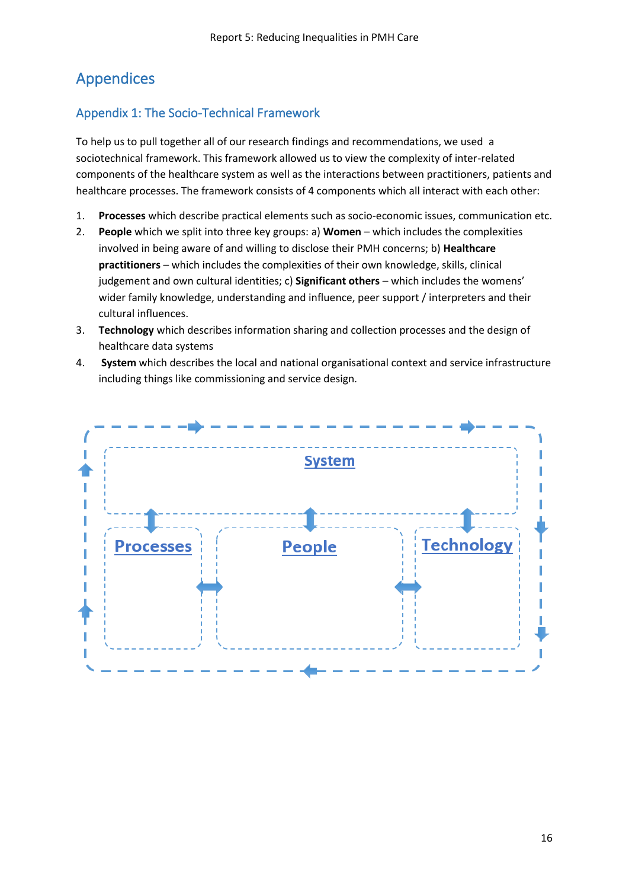# Appendices

## Appendix 1: The Socio-Technical Framework

To help us to pull together all of our research findings and recommendations, we used a sociotechnical framework. This framework allowed us to view the complexity of inter-related components of the healthcare system as well as the interactions between practitioners, patients and healthcare processes. The framework consists of 4 components which all interact with each other:

1. **Processes** which describe practical elements such as socio-economic issues, communication etc.
2. **People** which we split into three key groups: a) **Women** – which includes the complexities involved in being aware of and willing to disclose their PMH concerns; b) **Healthcare practitioners** – which includes the complexities of their own knowledge, skills, clinical judgement and own cultural identities; c) **Significant others** – which includes the womens' wider family knowledge, understanding and influence, peer support / interpreters and their cultural influences.
3. **Technology** which describes information sharing and collection processes and the design of healthcare data systems
4. **System** which describes the local and national organisational context and service infrastructure including things like commissioning and service design.

System

Processes

People

Technology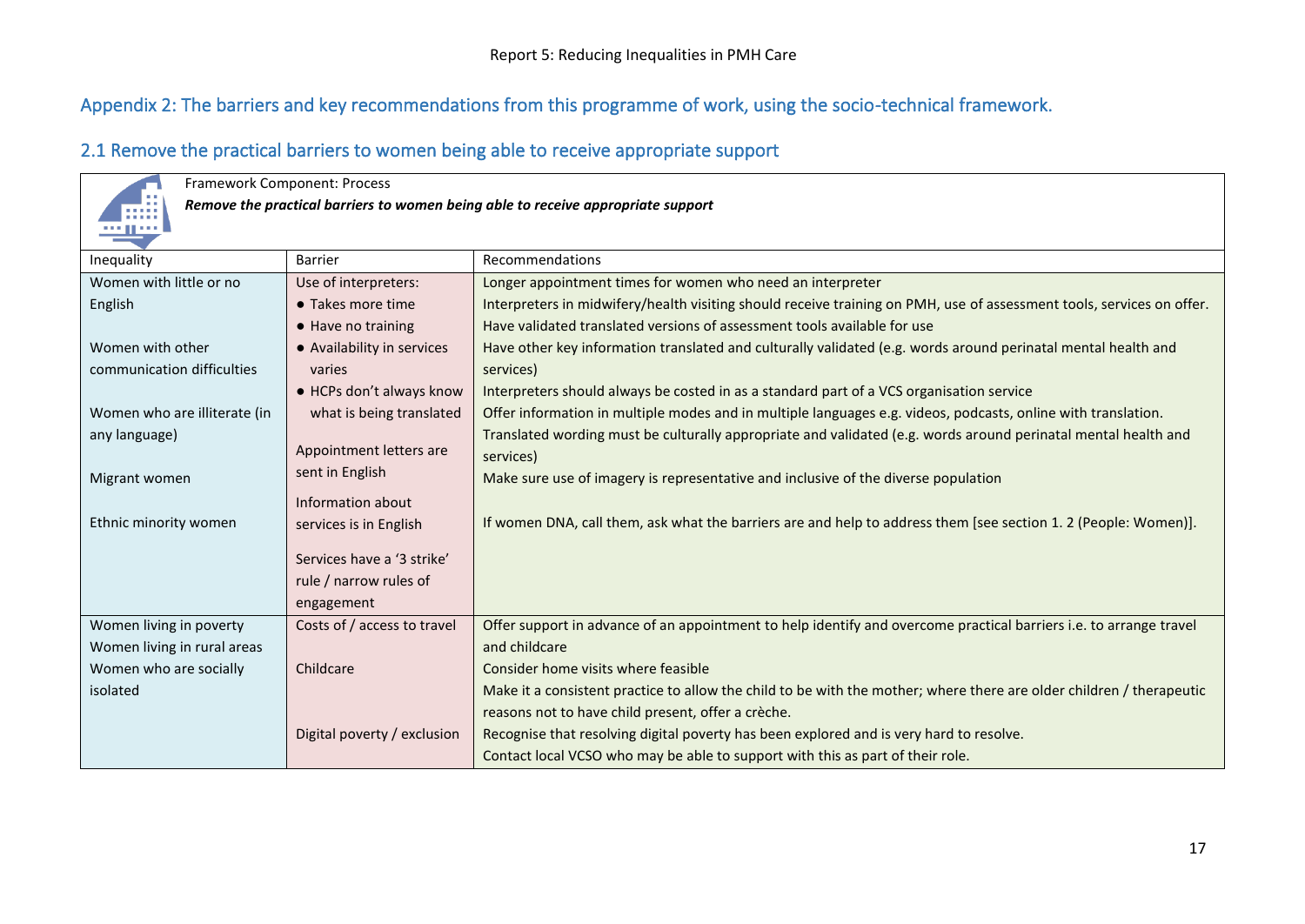## Appendix 2: The barriers and key recommendations from this programme of work, using the socio-technical framework.

### 2.1 Remove the practical barriers to women being able to receive appropriate support

Framework Component: Process

***Remove the practical barriers to women being able to receive appropriate support***

| Inequality | Barrier | Recommendations |
|---|---|---|
| Women with little or no English<br><br>Women with other communication difficulties<br><br>Women who are illiterate (in any language)<br><br>Migrant women<br><br>Ethnic minority women | Use of interpreters:<br>● Takes more time<br>● Have no training<br>● Availability in services varies<br>● HCPs don't always know what is being translated<br><br>Appointment letters are sent in English<br><br>Information about services is in English<br><br>Services have a '3 strike' rule / narrow rules of engagement | Longer appointment times for women who need an interpreter<br>Interpreters in midwifery/health visiting should receive training on PMH, use of assessment tools, services on offer.<br>Have validated translated versions of assessment tools available for use<br>Have other key information translated and culturally validated (e.g. words around perinatal mental health and services)<br>Interpreters should always be costed in as a standard part of a VCS organisation service<br>Offer information in multiple modes and in multiple languages e.g. videos, podcasts, online with translation.<br>Translated wording must be culturally appropriate and validated (e.g. words around perinatal mental health and services)<br>Make sure use of imagery is representative and inclusive of the diverse population<br><br>If women DNA, call them, ask what the barriers are and help to address them [see section 1. 2 (People: Women)]. |
| Women living in poverty<br>Women living in rural areas<br>Women who are socially isolated | Costs of / access to travel<br><br>Childcare<br><br>Digital poverty / exclusion | Offer support in advance of an appointment to help identify and overcome practical barriers i.e. to arrange travel and childcare<br>Consider home visits where feasible<br>Make it a consistent practice to allow the child to be with the mother; where there are older children / therapeutic reasons not to have child present, offer a crèche.<br>Recognise that resolving digital poverty has been explored and is very hard to resolve.<br>Contact local VCSO who may be able to support with this as part of their role. |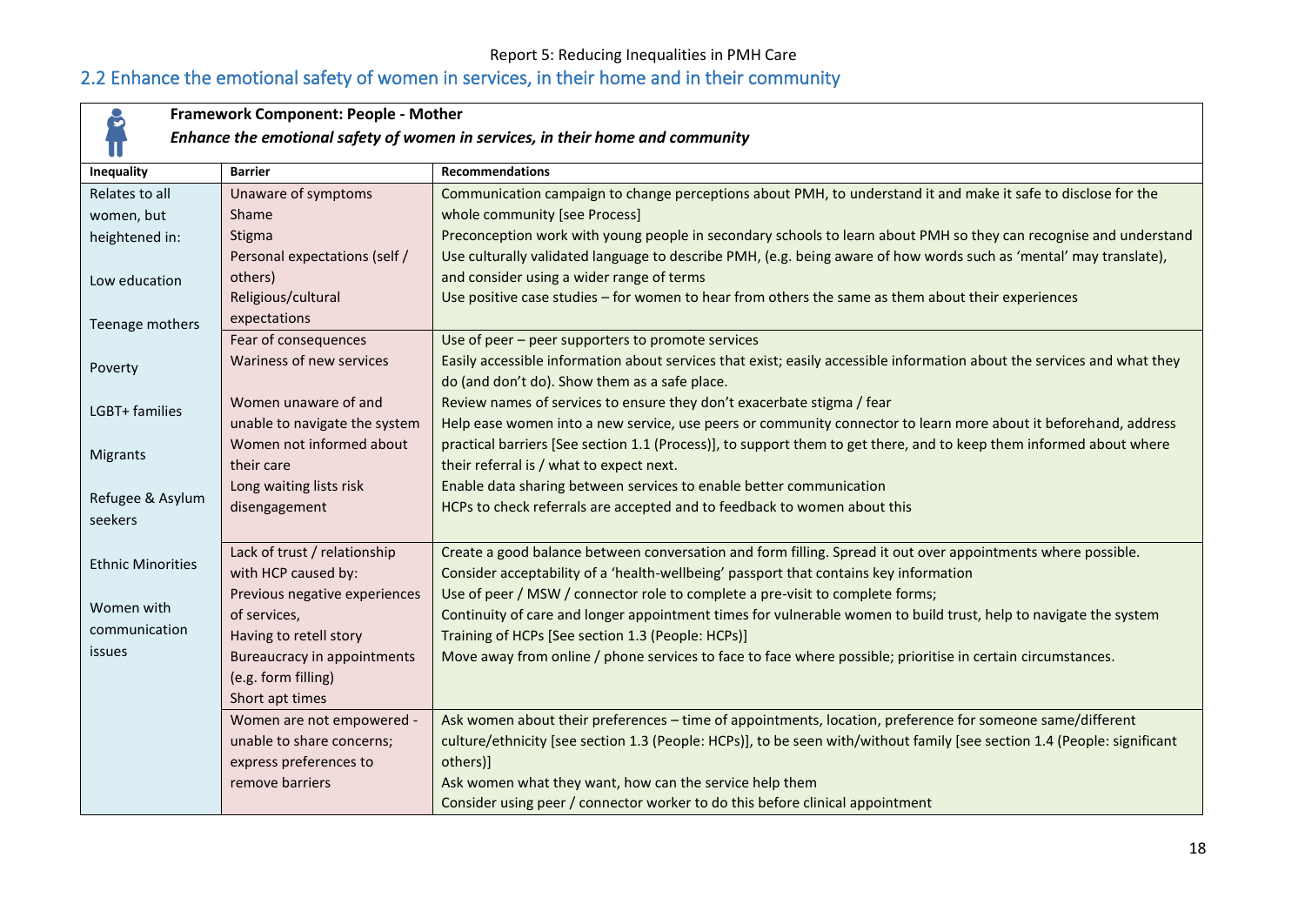## 2.2 Enhance the emotional safety of women in services, in their home and in their community

**Framework Component: People - Mother**

***Enhance the emotional safety of women in services, in their home and community***

| Inequality | Barrier | Recommendations |
|---|---|---|
| Relates to all women, but heightened in:<br><br>Low education<br><br>Teenage mothers<br><br>Poverty<br><br>LGBT+ families<br><br>Migrants<br><br>Refugee & Asylum seekers<br><br>Ethnic Minorities<br><br>Women with communication issues | Unaware of symptoms<br>Shame<br>Stigma<br>Personal expectations (self / others)<br>Religious/cultural expectations | Communication campaign to change perceptions about PMH, to understand it and make it safe to disclose for the whole community [see Process]<br>Preconception work with young people in secondary schools to learn about PMH so they can recognise and understand<br>Use culturally validated language to describe PMH, (e.g. being aware of how words such as 'mental' may translate), and consider using a wider range of terms<br>Use positive case studies – for women to hear from others the same as them about their experiences |
| | Fear of consequences<br>Wariness of new services<br><br>Women unaware of and unable to navigate the system<br>Women not informed about their care<br>Long waiting lists risk disengagement | Use of peer – peer supporters to promote services<br>Easily accessible information about services that exist; easily accessible information about the services and what they do (and don't do). Show them as a safe place.<br>Review names of services to ensure they don't exacerbate stigma / fear<br>Help ease women into a new service, use peers or community connector to learn more about it beforehand, address practical barriers [See section 1.1 (Process)], to support them to get there, and to keep them informed about where their referral is / what to expect next.<br>Enable data sharing between services to enable better communication<br>HCPs to check referrals are accepted and to feedback to women about this |
| | Lack of trust / relationship with HCP caused by:<br>Previous negative experiences of services,<br>Having to retell story<br>Bureaucracy in appointments (e.g. form filling)<br>Short apt times | Create a good balance between conversation and form filling. Spread it out over appointments where possible.<br>Consider acceptability of a 'health-wellbeing' passport that contains key information<br>Use of peer / MSW / connector role to complete a pre-visit to complete forms;<br>Continuity of care and longer appointment times for vulnerable women to build trust, help to navigate the system<br>Training of HCPs [See section 1.3 (People: HCPs)]<br>Move away from online / phone services to face to face where possible; prioritise in certain circumstances. |
| | Women are not empowered - unable to share concerns; express preferences to remove barriers | Ask women about their preferences – time of appointments, location, preference for someone same/different culture/ethnicity [see section 1.3 (People: HCPs)], to be seen with/without family [see section 1.4 (People: significant others)]<br>Ask women what they want, how can the service help them<br>Consider using peer / connector worker to do this before clinical appointment |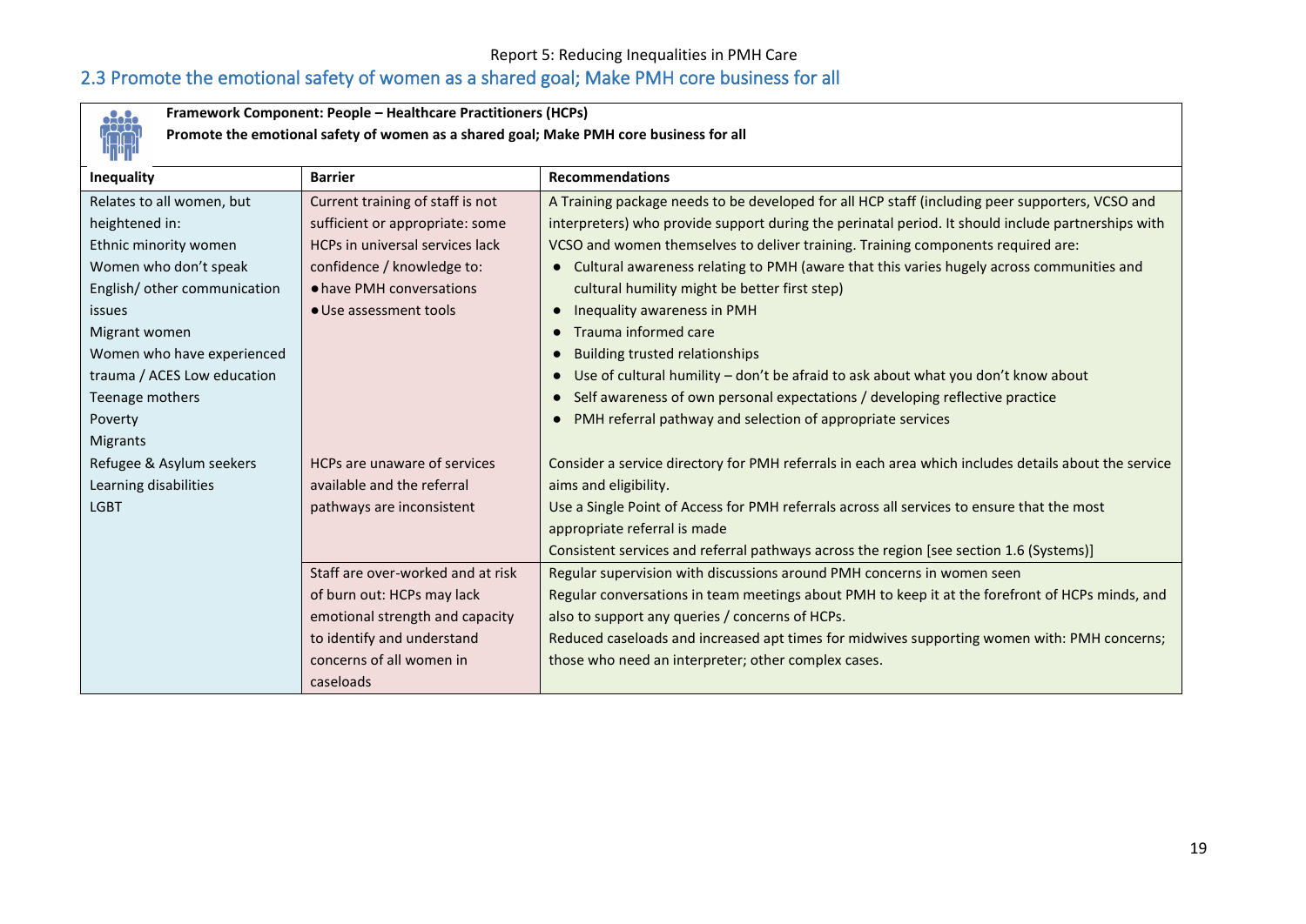## 2.3 Promote the emotional safety of women as a shared goal; Make PMH core business for all

**Framework Component: People – Healthcare Practitioners (HCPs)**
**Promote the emotional safety of women as a shared goal; Make PMH core business for all**

| Inequality | Barrier | Recommendations |
|---|---|---|
| Relates to all women, but heightened in:<br>Ethnic minority women<br>Women who don't speak English/ other communication issues<br>Migrant women<br>Women who have experienced trauma / ACES Low education<br>Teenage mothers<br>Poverty<br>Migrants<br>Refugee & Asylum seekers<br>Learning disabilities<br>LGBT | Current training of staff is not sufficient or appropriate: some HCPs in universal services lack confidence / knowledge to:<br>● have PMH conversations<br>● Use assessment tools | A Training package needs to be developed for all HCP staff (including peer supporters, VCSO and interpreters) who provide support during the perinatal period. It should include partnerships with VCSO and women themselves to deliver training. Training components required are:<br>● Cultural awareness relating to PMH (aware that this varies hugely across communities and cultural humility might be better first step)<br>● Inequality awareness in PMH<br>● Trauma informed care<br>● Building trusted relationships<br>● Use of cultural humility – don't be afraid to ask about what you don't know about<br>● Self awareness of own personal expectations / developing reflective practice<br>● PMH referral pathway and selection of appropriate services |
| | HCPs are unaware of services available and the referral pathways are inconsistent | Consider a service directory for PMH referrals in each area which includes details about the service aims and eligibility.<br>Use a Single Point of Access for PMH referrals across all services to ensure that the most appropriate referral is made<br>Consistent services and referral pathways across the region [see section 1.6 (Systems)] |
| | Staff are over-worked and at risk of burn out: HCPs may lack emotional strength and capacity to identify and understand concerns of all women in caseloads | Regular supervision with discussions around PMH concerns in women seen<br>Regular conversations in team meetings about PMH to keep it at the forefront of HCPs minds, and also to support any queries / concerns of HCPs.<br>Reduced caseloads and increased apt times for midwives supporting women with: PMH concerns; those who need an interpreter; other complex cases. |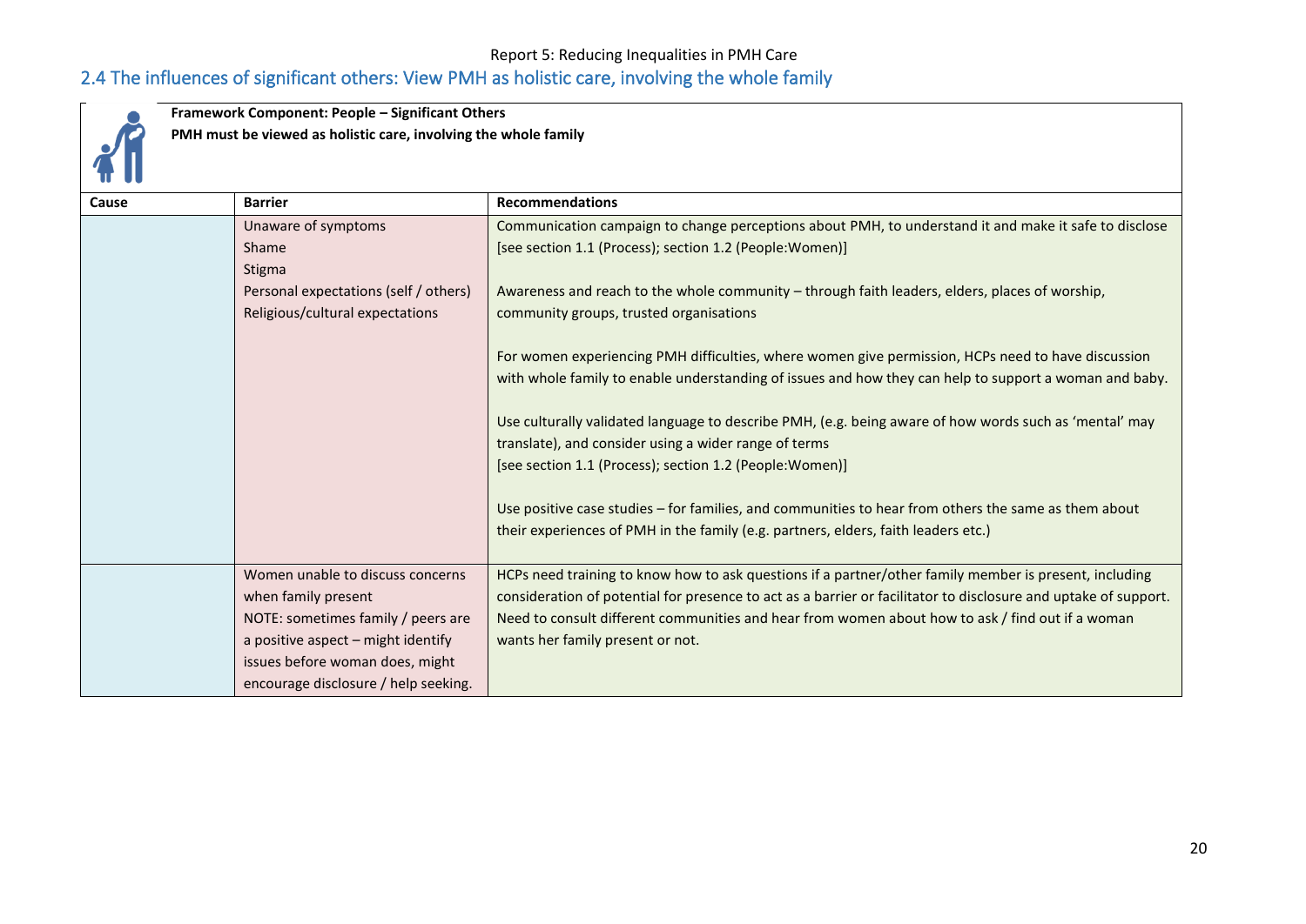## 2.4 The influences of significant others: View PMH as holistic care, involving the whole family

**Framework Component: People – Significant Others**
**PMH must be viewed as holistic care, involving the whole family**

| Cause | Barrier | Recommendations |
|---|---|---|
| | Unaware of symptoms<br>Shame<br>Stigma<br>Personal expectations (self / others)<br>Religious/cultural expectations | Communication campaign to change perceptions about PMH, to understand it and make it safe to disclose [see section 1.1 (Process); section 1.2 (People:Women)]<br><br>Awareness and reach to the whole community – through faith leaders, elders, places of worship, community groups, trusted organisations<br><br>For women experiencing PMH difficulties, where women give permission, HCPs need to have discussion with whole family to enable understanding of issues and how they can help to support a woman and baby.<br><br>Use culturally validated language to describe PMH, (e.g. being aware of how words such as 'mental' may translate), and consider using a wider range of terms [see section 1.1 (Process); section 1.2 (People:Women)]<br><br>Use positive case studies – for families, and communities to hear from others the same as them about their experiences of PMH in the family (e.g. partners, elders, faith leaders etc.) |
| | Women unable to discuss concerns when family present<br>NOTE: sometimes family / peers are a positive aspect – might identify issues before woman does, might encourage disclosure / help seeking. | HCPs need training to know how to ask questions if a partner/other family member is present, including consideration of potential for presence to act as a barrier or facilitator to disclosure and uptake of support. Need to consult different communities and hear from women about how to ask / find out if a woman wants her family present or not. |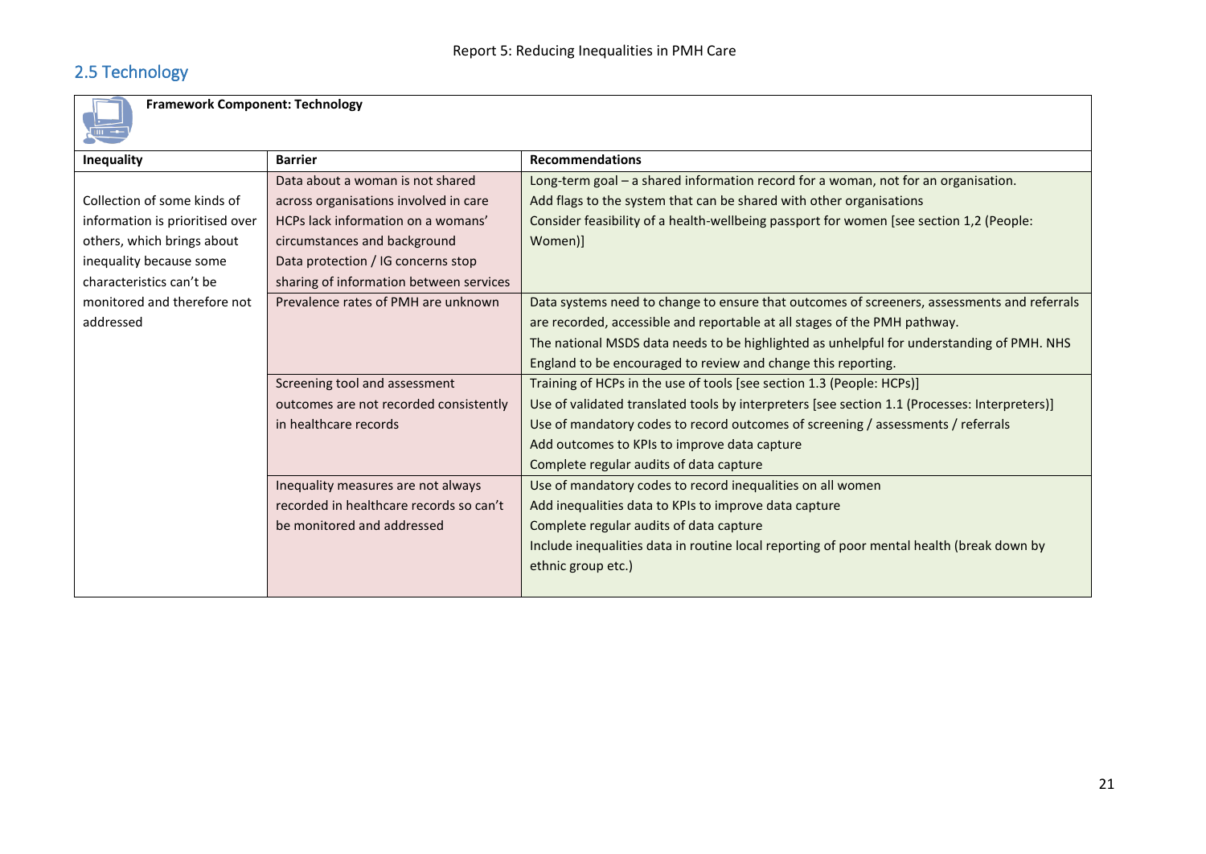## 2.5 Technology

**Framework Component: Technology**

| Inequality | Barrier | Recommendations |
|---|---|---|
| Collection of some kinds of information is prioritised over others, which brings about inequality because some characteristics can't be monitored and therefore not addressed | Data about a woman is not shared across organisations involved in care<br>HCPs lack information on a womans' circumstances and background<br>Data protection / IG concerns stop sharing of information between services | Long-term goal – a shared information record for a woman, not for an organisation.<br>Add flags to the system that can be shared with other organisations<br>Consider feasibility of a health-wellbeing passport for women [see section 1,2 (People: Women)] |
| | Prevalence rates of PMH are unknown | Data systems need to change to ensure that outcomes of screeners, assessments and referrals are recorded, accessible and reportable at all stages of the PMH pathway.<br>The national MSDS data needs to be highlighted as unhelpful for understanding of PMH. NHS England to be encouraged to review and change this reporting. |
| | Screening tool and assessment outcomes are not recorded consistently in healthcare records | Training of HCPs in the use of tools [see section 1.3 (People: HCPs)]<br>Use of validated translated tools by interpreters [see section 1.1 (Processes: Interpreters)]<br>Use of mandatory codes to record outcomes of screening / assessments / referrals<br>Add outcomes to KPIs to improve data capture<br>Complete regular audits of data capture |
| | Inequality measures are not always recorded in healthcare records so can't be monitored and addressed | Use of mandatory codes to record inequalities on all women<br>Add inequalities data to KPIs to improve data capture<br>Complete regular audits of data capture<br>Include inequalities data in routine local reporting of poor mental health (break down by ethnic group etc.) |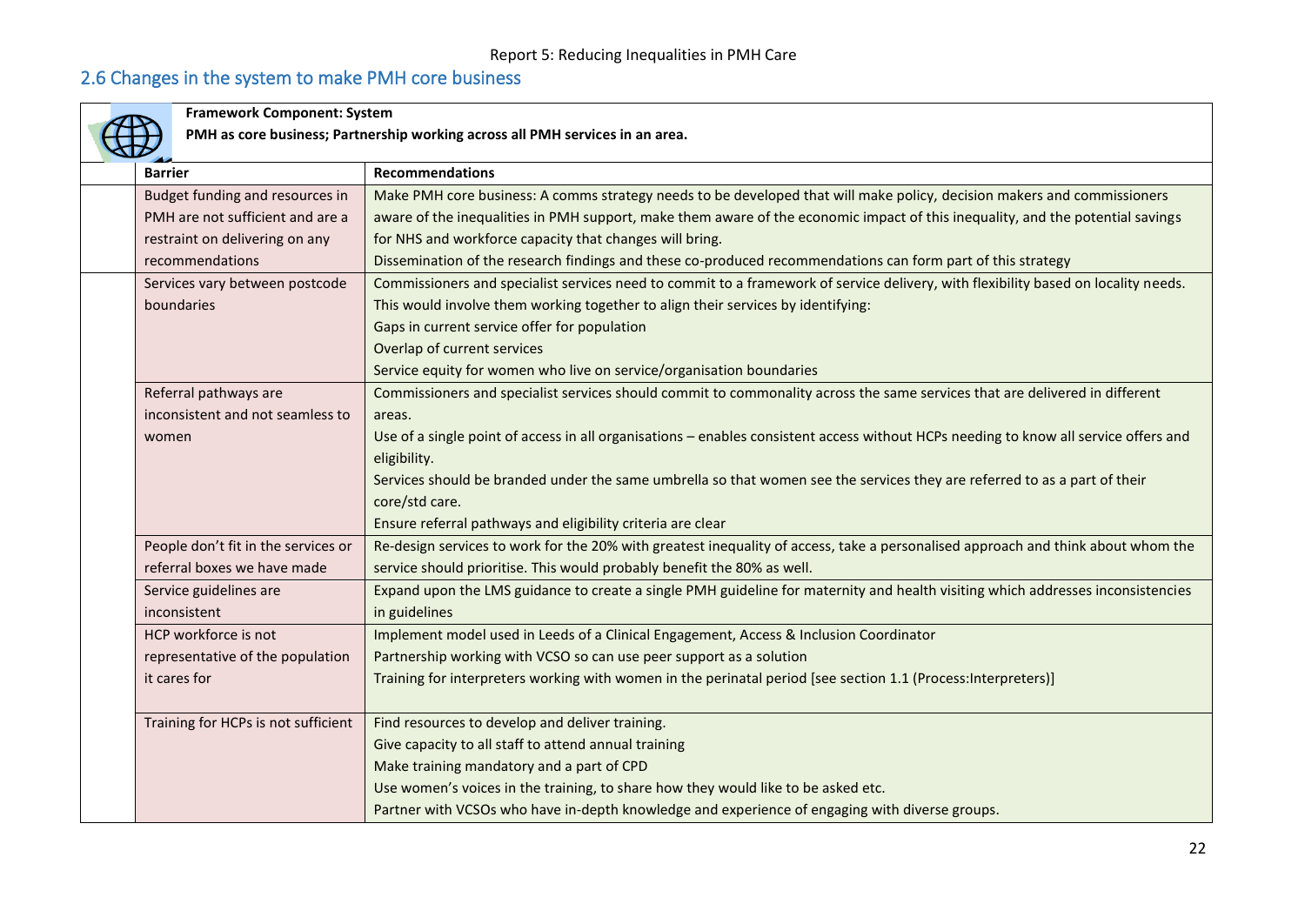## 2.6 Changes in the system to make PMH core business

**Framework Component: System**

**PMH as core business; Partnership working across all PMH services in an area.**

| Barrier | Recommendations |
|---|---|
| Budget funding and resources in PMH are not sufficient and are a restraint on delivering on any recommendations | Make PMH core business: A comms strategy needs to be developed that will make policy, decision makers and commissioners aware of the inequalities in PMH support, make them aware of the economic impact of this inequality, and the potential savings for NHS and workforce capacity that changes will bring.<br>Dissemination of the research findings and these co-produced recommendations can form part of this strategy |
| Services vary between postcode boundaries | Commissioners and specialist services need to commit to a framework of service delivery, with flexibility based on locality needs. This would involve them working together to align their services by identifying:<br>Gaps in current service offer for population<br>Overlap of current services<br>Service equity for women who live on service/organisation boundaries |
| Referral pathways are inconsistent and not seamless to women | Commissioners and specialist services should commit to commonality across the same services that are delivered in different areas.<br>Use of a single point of access in all organisations – enables consistent access without HCPs needing to know all service offers and eligibility.<br>Services should be branded under the same umbrella so that women see the services they are referred to as a part of their core/std care.<br>Ensure referral pathways and eligibility criteria are clear |
| People don't fit in the services or referral boxes we have made | Re-design services to work for the 20% with greatest inequality of access, take a personalised approach and think about whom the service should prioritise. This would probably benefit the 80% as well. |
| Service guidelines are inconsistent | Expand upon the LMS guidance to create a single PMH guideline for maternity and health visiting which addresses inconsistencies in guidelines |
| HCP workforce is not representative of the population it cares for | Implement model used in Leeds of a Clinical Engagement, Access & Inclusion Coordinator<br>Partnership working with VCSO so can use peer support as a solution<br>Training for interpreters working with women in the perinatal period [see section 1.1 (Process:Interpreters)] |
| Training for HCPs is not sufficient | Find resources to develop and deliver training.<br>Give capacity to all staff to attend annual training<br>Make training mandatory and a part of CPD<br>Use women's voices in the training, to share how they would like to be asked etc.<br>Partner with VCSOs who have in-depth knowledge and experience of engaging with diverse groups. |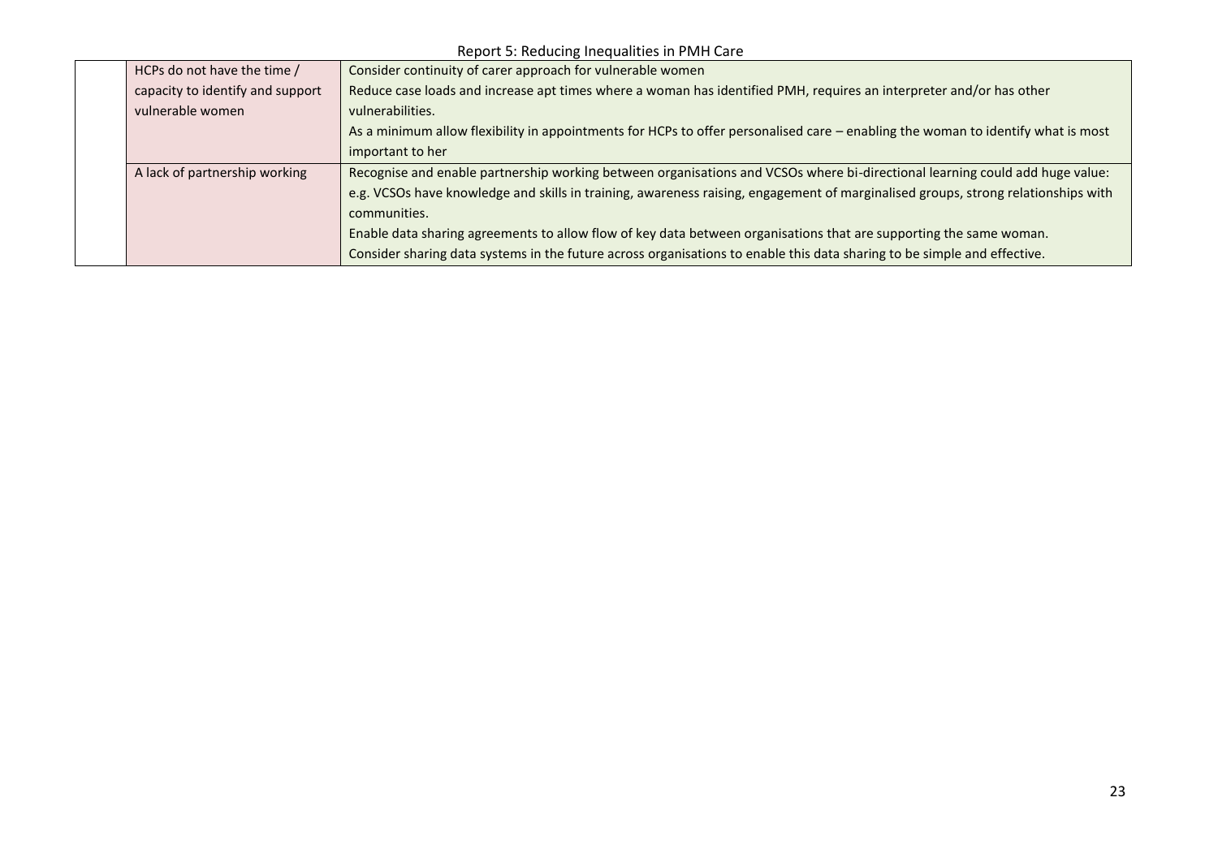| | | |
|---|---|---|
| | HCPs do not have the time / capacity to identify and support vulnerable women | Consider continuity of carer approach for vulnerable women<br>Reduce case loads and increase apt times where a woman has identified PMH, requires an interpreter and/or has other vulnerabilities.<br>As a minimum allow flexibility in appointments for HCPs to offer personalised care – enabling the woman to identify what is most important to her |
| | A lack of partnership working | Recognise and enable partnership working between organisations and VCSOs where bi-directional learning could add huge value: e.g. VCSOs have knowledge and skills in training, awareness raising, engagement of marginalised groups, strong relationships with communities.<br>Enable data sharing agreements to allow flow of key data between organisations that are supporting the same woman.<br>Consider sharing data systems in the future across organisations to enable this data sharing to be simple and effective. |